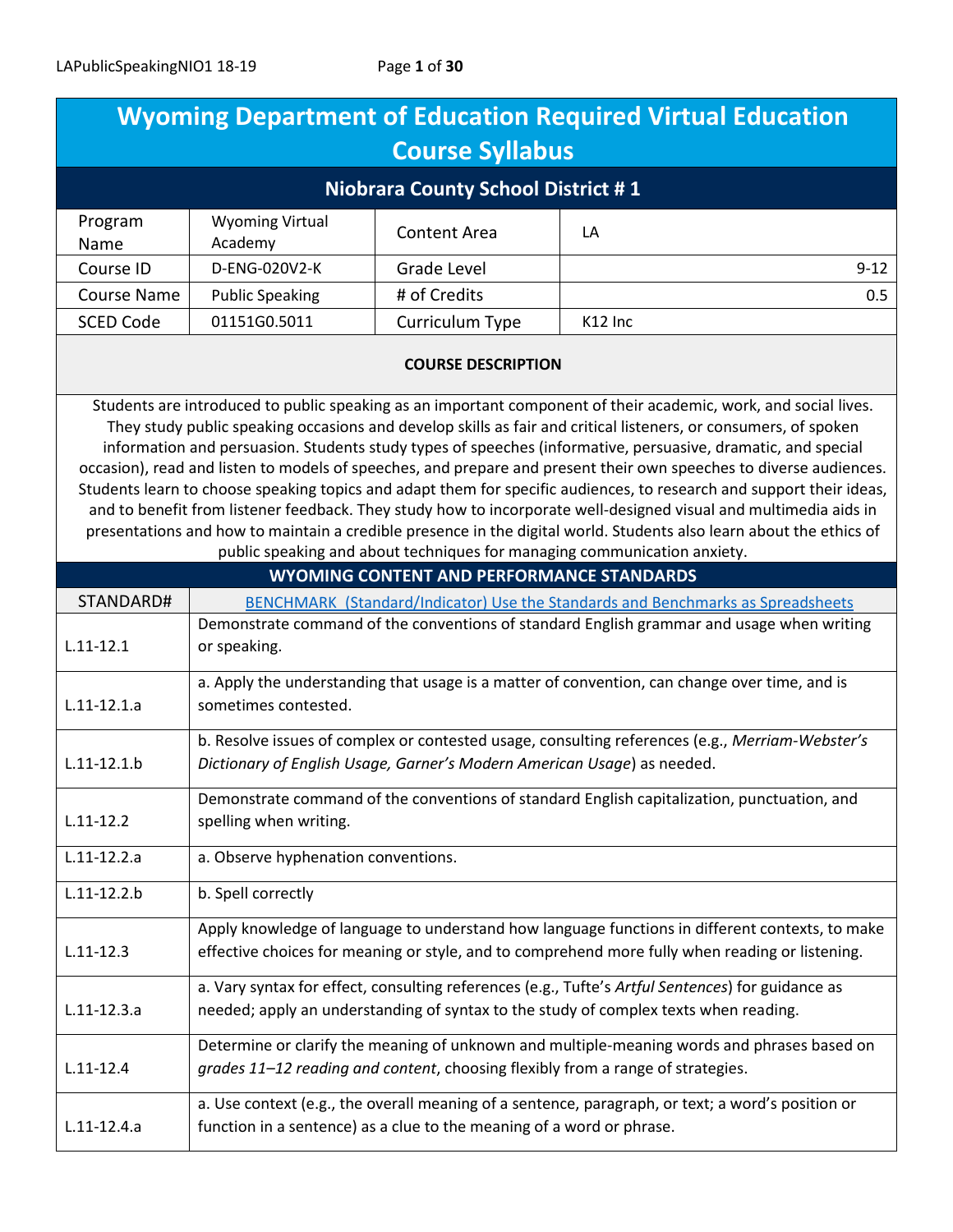# Wyoming Department of Education Required Virtual Education Course Syllabus

## Niobrara County School District # 1

| Program Name | Wyoming Virtual Academy | Content Area | LA |
|---|---|---|---|
| Course ID | D-ENG-020V2-K | Grade Level | 9-12 |
| Course Name | Public Speaking | # of Credits | 0.5 |
| SCED Code | 01151G0.5011 | Curriculum Type | K12 Inc |

**COURSE DESCRIPTION**

Students are introduced to public speaking as an important component of their academic, work, and social lives. They study public speaking occasions and develop skills as fair and critical listeners, or consumers, of spoken information and persuasion. Students study types of speeches (informative, persuasive, dramatic, and special occasion), read and listen to models of speeches, and prepare and present their own speeches to diverse audiences. Students learn to choose speaking topics and adapt them for specific audiences, to research and support their ideas, and to benefit from listener feedback. They study how to incorporate well-designed visual and multimedia aids in presentations and how to maintain a credible presence in the digital world. Students also learn about the ethics of public speaking and about techniques for managing communication anxiety.

**WYOMING CONTENT AND PERFORMANCE STANDARDS**

| STANDARD# | BENCHMARK (Standard/Indicator) Use the Standards and Benchmarks as Spreadsheets |
|---|---|
| L.11-12.1 | Demonstrate command of the conventions of standard English grammar and usage when writing or speaking. |
| L.11-12.1.a | a. Apply the understanding that usage is a matter of convention, can change over time, and is sometimes contested. |
| L.11-12.1.b | b. Resolve issues of complex or contested usage, consulting references (e.g., *Merriam-Webster's Dictionary of English Usage, Garner's Modern American Usage*) as needed. |
| L.11-12.2 | Demonstrate command of the conventions of standard English capitalization, punctuation, and spelling when writing. |
| L.11-12.2.a | a. Observe hyphenation conventions. |
| L.11-12.2.b | b. Spell correctly |
| L.11-12.3 | Apply knowledge of language to understand how language functions in different contexts, to make effective choices for meaning or style, and to comprehend more fully when reading or listening. |
| L.11-12.3.a | a. Vary syntax for effect, consulting references (e.g., Tufte's *Artful Sentences*) for guidance as needed; apply an understanding of syntax to the study of complex texts when reading. |
| L.11-12.4 | Determine or clarify the meaning of unknown and multiple-meaning words and phrases based on *grades 11–12 reading and content*, choosing flexibly from a range of strategies. |
| L.11-12.4.a | a. Use context (e.g., the overall meaning of a sentence, paragraph, or text; a word's position or function in a sentence) as a clue to the meaning of a word or phrase. |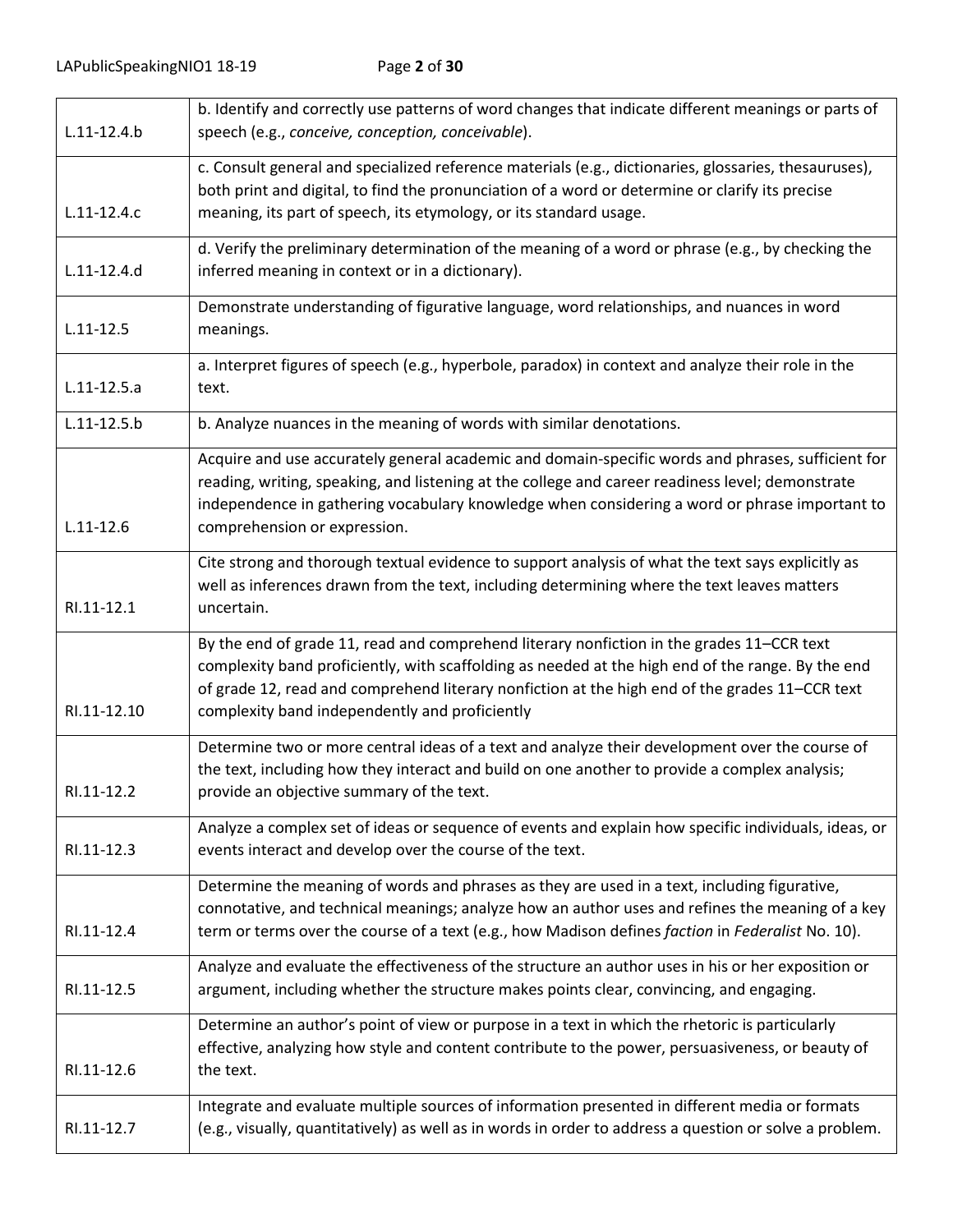| | |
|---|---|
| L.11-12.4.b | b. Identify and correctly use patterns of word changes that indicate different meanings or parts of speech (e.g., *conceive, conception, conceivable*). |
| L.11-12.4.c | c. Consult general and specialized reference materials (e.g., dictionaries, glossaries, thesauruses), both print and digital, to find the pronunciation of a word or determine or clarify its precise meaning, its part of speech, its etymology, or its standard usage. |
| L.11-12.4.d | d. Verify the preliminary determination of the meaning of a word or phrase (e.g., by checking the inferred meaning in context or in a dictionary). |
| L.11-12.5 | Demonstrate understanding of figurative language, word relationships, and nuances in word meanings. |
| L.11-12.5.a | a. Interpret figures of speech (e.g., hyperbole, paradox) in context and analyze their role in the text. |
| L.11-12.5.b | b. Analyze nuances in the meaning of words with similar denotations. |
| L.11-12.6 | Acquire and use accurately general academic and domain-specific words and phrases, sufficient for reading, writing, speaking, and listening at the college and career readiness level; demonstrate independence in gathering vocabulary knowledge when considering a word or phrase important to comprehension or expression. |
| RI.11-12.1 | Cite strong and thorough textual evidence to support analysis of what the text says explicitly as well as inferences drawn from the text, including determining where the text leaves matters uncertain. |
| RI.11-12.10 | By the end of grade 11, read and comprehend literary nonfiction in the grades 11–CCR text complexity band proficiently, with scaffolding as needed at the high end of the range. By the end of grade 12, read and comprehend literary nonfiction at the high end of the grades 11–CCR text complexity band independently and proficiently |
| RI.11-12.2 | Determine two or more central ideas of a text and analyze their development over the course of the text, including how they interact and build on one another to provide a complex analysis; provide an objective summary of the text. |
| RI.11-12.3 | Analyze a complex set of ideas or sequence of events and explain how specific individuals, ideas, or events interact and develop over the course of the text. |
| RI.11-12.4 | Determine the meaning of words and phrases as they are used in a text, including figurative, connotative, and technical meanings; analyze how an author uses and refines the meaning of a key term or terms over the course of a text (e.g., how Madison defines *faction* in *Federalist* No. 10). |
| RI.11-12.5 | Analyze and evaluate the effectiveness of the structure an author uses in his or her exposition or argument, including whether the structure makes points clear, convincing, and engaging. |
| RI.11-12.6 | Determine an author's point of view or purpose in a text in which the rhetoric is particularly effective, analyzing how style and content contribute to the power, persuasiveness, or beauty of the text. |
| RI.11-12.7 | Integrate and evaluate multiple sources of information presented in different media or formats (e.g., visually, quantitatively) as well as in words in order to address a question or solve a problem. |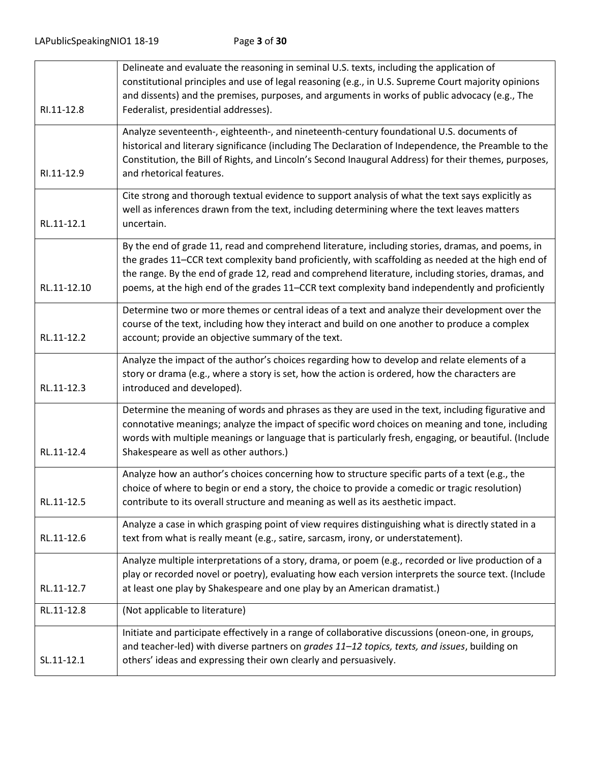| | |
|---|---|
| RI.11-12.8 | Delineate and evaluate the reasoning in seminal U.S. texts, including the application of constitutional principles and use of legal reasoning (e.g., in U.S. Supreme Court majority opinions and dissents) and the premises, purposes, and arguments in works of public advocacy (e.g., The Federalist, presidential addresses). |
| RI.11-12.9 | Analyze seventeenth-, eighteenth-, and nineteenth-century foundational U.S. documents of historical and literary significance (including The Declaration of Independence, the Preamble to the Constitution, the Bill of Rights, and Lincoln's Second Inaugural Address) for their themes, purposes, and rhetorical features. |
| RL.11-12.1 | Cite strong and thorough textual evidence to support analysis of what the text says explicitly as well as inferences drawn from the text, including determining where the text leaves matters uncertain. |
| RL.11-12.10 | By the end of grade 11, read and comprehend literature, including stories, dramas, and poems, in the grades 11–CCR text complexity band proficiently, with scaffolding as needed at the high end of the range. By the end of grade 12, read and comprehend literature, including stories, dramas, and poems, at the high end of the grades 11–CCR text complexity band independently and proficiently |
| RL.11-12.2 | Determine two or more themes or central ideas of a text and analyze their development over the course of the text, including how they interact and build on one another to produce a complex account; provide an objective summary of the text. |
| RL.11-12.3 | Analyze the impact of the author's choices regarding how to develop and relate elements of a story or drama (e.g., where a story is set, how the action is ordered, how the characters are introduced and developed). |
| RL.11-12.4 | Determine the meaning of words and phrases as they are used in the text, including figurative and connotative meanings; analyze the impact of specific word choices on meaning and tone, including words with multiple meanings or language that is particularly fresh, engaging, or beautiful. (Include Shakespeare as well as other authors.) |
| RL.11-12.5 | Analyze how an author's choices concerning how to structure specific parts of a text (e.g., the choice of where to begin or end a story, the choice to provide a comedic or tragic resolution) contribute to its overall structure and meaning as well as its aesthetic impact. |
| RL.11-12.6 | Analyze a case in which grasping point of view requires distinguishing what is directly stated in a text from what is really meant (e.g., satire, sarcasm, irony, or understatement). |
| RL.11-12.7 | Analyze multiple interpretations of a story, drama, or poem (e.g., recorded or live production of a play or recorded novel or poetry), evaluating how each version interprets the source text. (Include at least one play by Shakespeare and one play by an American dramatist.) |
| RL.11-12.8 | (Not applicable to literature) |
| SL.11-12.1 | Initiate and participate effectively in a range of collaborative discussions (oneon-one, in groups, and teacher-led) with diverse partners on *grades 11–12 topics, texts, and issues*, building on others' ideas and expressing their own clearly and persuasively. |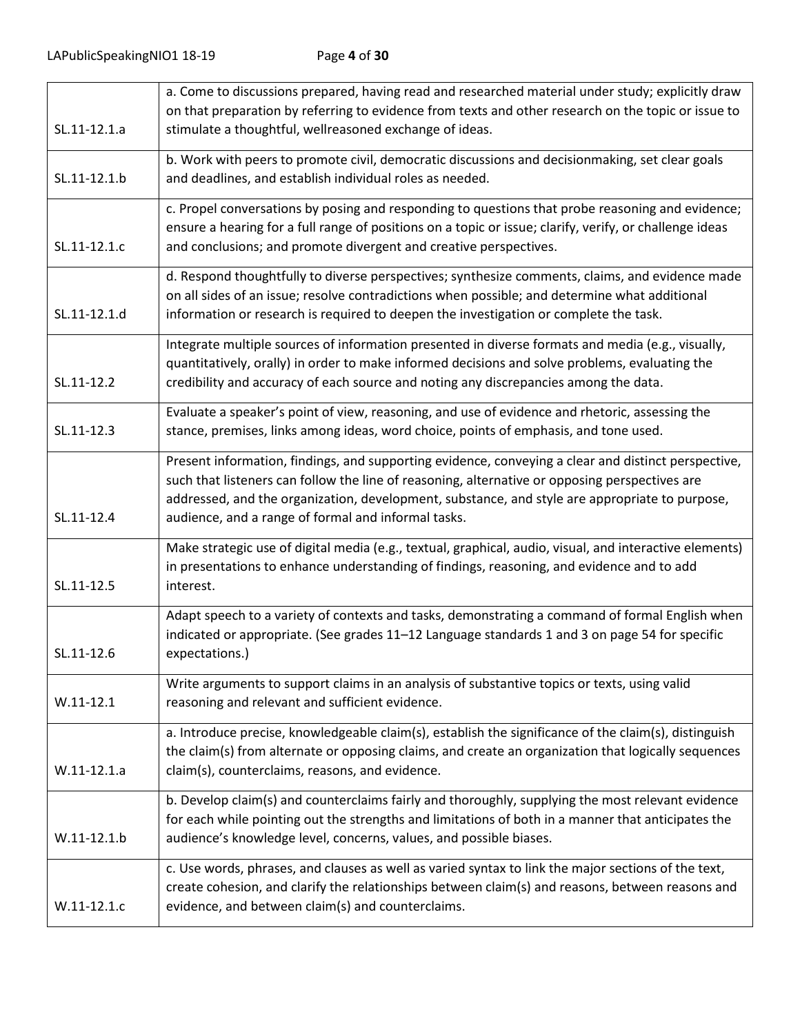| | |
|---|---|
| SL.11-12.1.a | a. Come to discussions prepared, having read and researched material under study; explicitly draw on that preparation by referring to evidence from texts and other research on the topic or issue to stimulate a thoughtful, wellreasoned exchange of ideas. |
| SL.11-12.1.b | b. Work with peers to promote civil, democratic discussions and decisionmaking, set clear goals and deadlines, and establish individual roles as needed. |
| SL.11-12.1.c | c. Propel conversations by posing and responding to questions that probe reasoning and evidence; ensure a hearing for a full range of positions on a topic or issue; clarify, verify, or challenge ideas and conclusions; and promote divergent and creative perspectives. |
| SL.11-12.1.d | d. Respond thoughtfully to diverse perspectives; synthesize comments, claims, and evidence made on all sides of an issue; resolve contradictions when possible; and determine what additional information or research is required to deepen the investigation or complete the task. |
| SL.11-12.2 | Integrate multiple sources of information presented in diverse formats and media (e.g., visually, quantitatively, orally) in order to make informed decisions and solve problems, evaluating the credibility and accuracy of each source and noting any discrepancies among the data. |
| SL.11-12.3 | Evaluate a speaker's point of view, reasoning, and use of evidence and rhetoric, assessing the stance, premises, links among ideas, word choice, points of emphasis, and tone used. |
| SL.11-12.4 | Present information, findings, and supporting evidence, conveying a clear and distinct perspective, such that listeners can follow the line of reasoning, alternative or opposing perspectives are addressed, and the organization, development, substance, and style are appropriate to purpose, audience, and a range of formal and informal tasks. |
| SL.11-12.5 | Make strategic use of digital media (e.g., textual, graphical, audio, visual, and interactive elements) in presentations to enhance understanding of findings, reasoning, and evidence and to add interest. |
| SL.11-12.6 | Adapt speech to a variety of contexts and tasks, demonstrating a command of formal English when indicated or appropriate. (See grades 11–12 Language standards 1 and 3 on page 54 for specific expectations.) |
| W.11-12.1 | Write arguments to support claims in an analysis of substantive topics or texts, using valid reasoning and relevant and sufficient evidence. |
| W.11-12.1.a | a. Introduce precise, knowledgeable claim(s), establish the significance of the claim(s), distinguish the claim(s) from alternate or opposing claims, and create an organization that logically sequences claim(s), counterclaims, reasons, and evidence. |
| W.11-12.1.b | b. Develop claim(s) and counterclaims fairly and thoroughly, supplying the most relevant evidence for each while pointing out the strengths and limitations of both in a manner that anticipates the audience's knowledge level, concerns, values, and possible biases. |
| W.11-12.1.c | c. Use words, phrases, and clauses as well as varied syntax to link the major sections of the text, create cohesion, and clarify the relationships between claim(s) and reasons, between reasons and evidence, and between claim(s) and counterclaims. |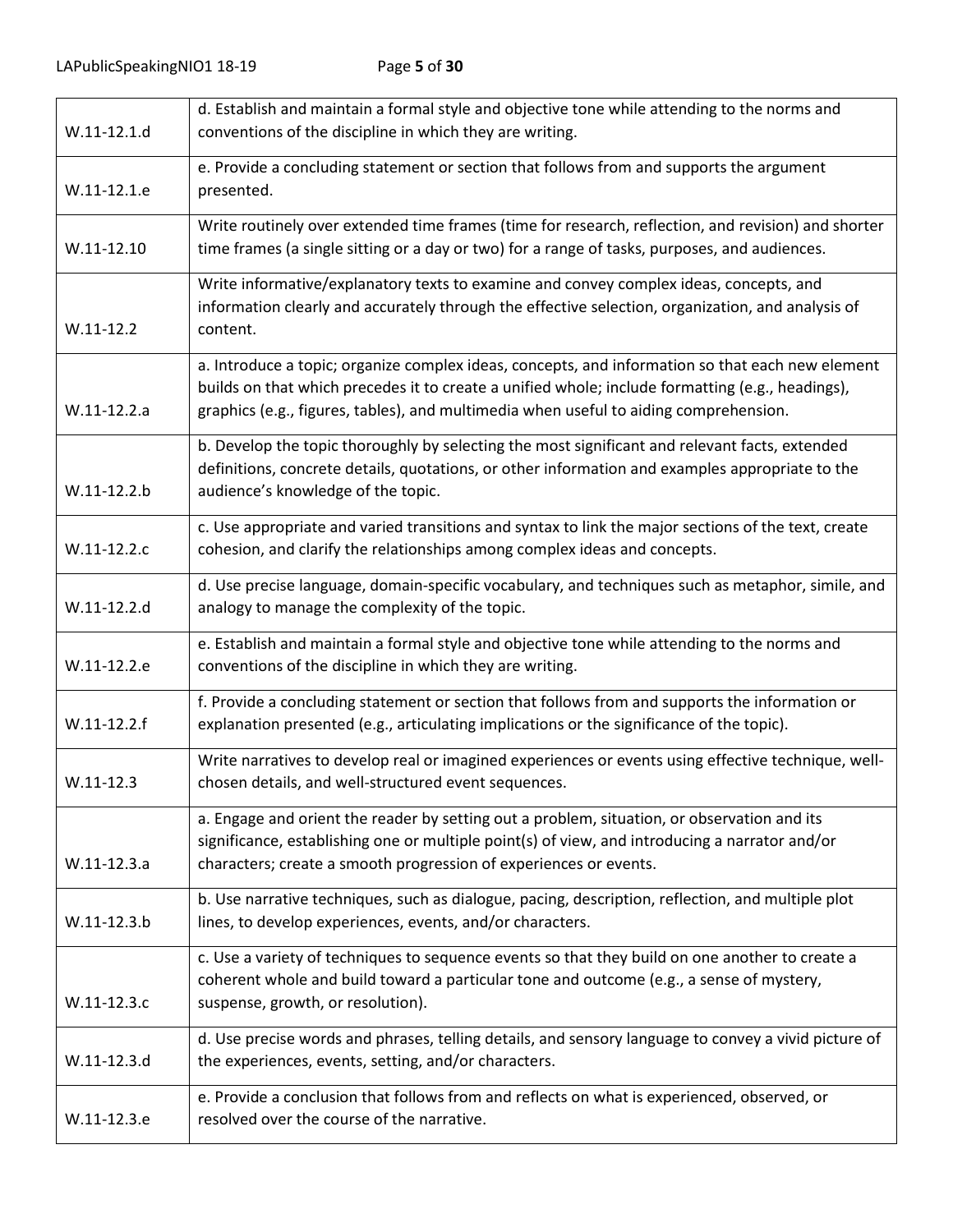| | |
|---|---|
| W.11-12.1.d | d. Establish and maintain a formal style and objective tone while attending to the norms and conventions of the discipline in which they are writing. |
| W.11-12.1.e | e. Provide a concluding statement or section that follows from and supports the argument presented. |
| W.11-12.10 | Write routinely over extended time frames (time for research, reflection, and revision) and shorter time frames (a single sitting or a day or two) for a range of tasks, purposes, and audiences. |
| W.11-12.2 | Write informative/explanatory texts to examine and convey complex ideas, concepts, and information clearly and accurately through the effective selection, organization, and analysis of content. |
| W.11-12.2.a | a. Introduce a topic; organize complex ideas, concepts, and information so that each new element builds on that which precedes it to create a unified whole; include formatting (e.g., headings), graphics (e.g., figures, tables), and multimedia when useful to aiding comprehension. |
| W.11-12.2.b | b. Develop the topic thoroughly by selecting the most significant and relevant facts, extended definitions, concrete details, quotations, or other information and examples appropriate to the audience's knowledge of the topic. |
| W.11-12.2.c | c. Use appropriate and varied transitions and syntax to link the major sections of the text, create cohesion, and clarify the relationships among complex ideas and concepts. |
| W.11-12.2.d | d. Use precise language, domain-specific vocabulary, and techniques such as metaphor, simile, and analogy to manage the complexity of the topic. |
| W.11-12.2.e | e. Establish and maintain a formal style and objective tone while attending to the norms and conventions of the discipline in which they are writing. |
| W.11-12.2.f | f. Provide a concluding statement or section that follows from and supports the information or explanation presented (e.g., articulating implications or the significance of the topic). |
| W.11-12.3 | Write narratives to develop real or imagined experiences or events using effective technique, well-chosen details, and well-structured event sequences. |
| W.11-12.3.a | a. Engage and orient the reader by setting out a problem, situation, or observation and its significance, establishing one or multiple point(s) of view, and introducing a narrator and/or characters; create a smooth progression of experiences or events. |
| W.11-12.3.b | b. Use narrative techniques, such as dialogue, pacing, description, reflection, and multiple plot lines, to develop experiences, events, and/or characters. |
| W.11-12.3.c | c. Use a variety of techniques to sequence events so that they build on one another to create a coherent whole and build toward a particular tone and outcome (e.g., a sense of mystery, suspense, growth, or resolution). |
| W.11-12.3.d | d. Use precise words and phrases, telling details, and sensory language to convey a vivid picture of the experiences, events, setting, and/or characters. |
| W.11-12.3.e | e. Provide a conclusion that follows from and reflects on what is experienced, observed, or resolved over the course of the narrative. |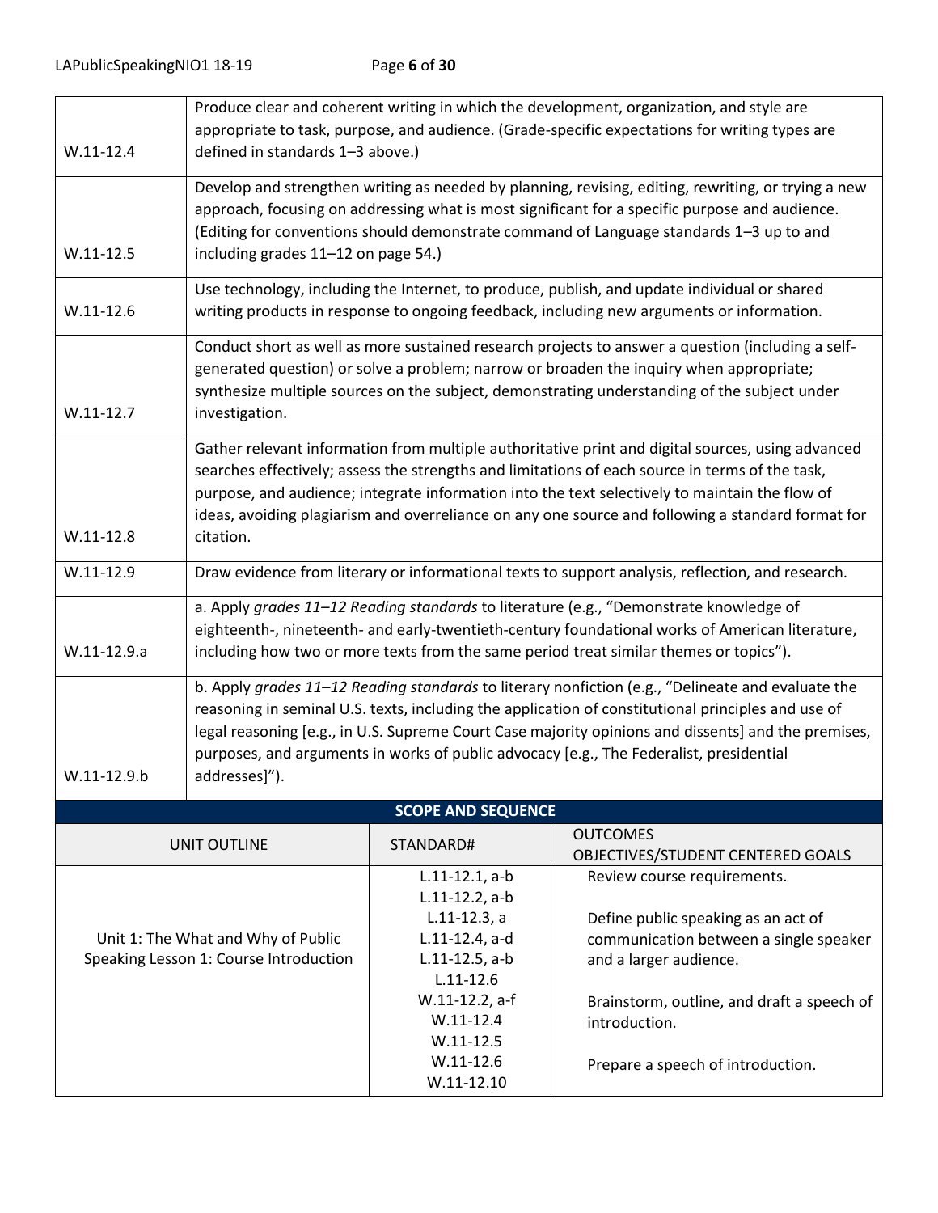| | |
|---|---|
| W.11-12.4 | Produce clear and coherent writing in which the development, organization, and style are appropriate to task, purpose, and audience. (Grade-specific expectations for writing types are defined in standards 1–3 above.) |
| W.11-12.5 | Develop and strengthen writing as needed by planning, revising, editing, rewriting, or trying a new approach, focusing on addressing what is most significant for a specific purpose and audience. (Editing for conventions should demonstrate command of Language standards 1–3 up to and including grades 11–12 on page 54.) |
| W.11-12.6 | Use technology, including the Internet, to produce, publish, and update individual or shared writing products in response to ongoing feedback, including new arguments or information. |
| W.11-12.7 | Conduct short as well as more sustained research projects to answer a question (including a self-generated question) or solve a problem; narrow or broaden the inquiry when appropriate; synthesize multiple sources on the subject, demonstrating understanding of the subject under investigation. |
| W.11-12.8 | Gather relevant information from multiple authoritative print and digital sources, using advanced searches effectively; assess the strengths and limitations of each source in terms of the task, purpose, and audience; integrate information into the text selectively to maintain the flow of ideas, avoiding plagiarism and overreliance on any one source and following a standard format for citation. |
| W.11-12.9 | Draw evidence from literary or informational texts to support analysis, reflection, and research. |
| W.11-12.9.a | a. Apply *grades 11–12 Reading standards* to literature (e.g., "Demonstrate knowledge of eighteenth-, nineteenth- and early-twentieth-century foundational works of American literature, including how two or more texts from the same period treat similar themes or topics"). |
| W.11-12.9.b | b. Apply *grades 11–12 Reading standards* to literary nonfiction (e.g., "Delineate and evaluate the reasoning in seminal U.S. texts, including the application of constitutional principles and use of legal reasoning [e.g., in U.S. Supreme Court Case majority opinions and dissents] and the premises, purposes, and arguments in works of public advocacy [e.g., The Federalist, presidential addresses]"). |

**SCOPE AND SEQUENCE**

| UNIT OUTLINE | STANDARD# | OUTCOMES OBJECTIVES/STUDENT CENTERED GOALS |
|---|---|---|
| Unit 1: The What and Why of Public Speaking Lesson 1: Course Introduction | L.11-12.1, a-b<br>L.11-12.2, a-b<br>L.11-12.3, a<br>L.11-12.4, a-d<br>L.11-12.5, a-b<br>L.11-12.6<br>W.11-12.2, a-f<br>W.11-12.4<br>W.11-12.5<br>W.11-12.6<br>W.11-12.10 | Review course requirements.<br><br>Define public speaking as an act of communication between a single speaker and a larger audience.<br><br>Brainstorm, outline, and draft a speech of introduction.<br><br>Prepare a speech of introduction. |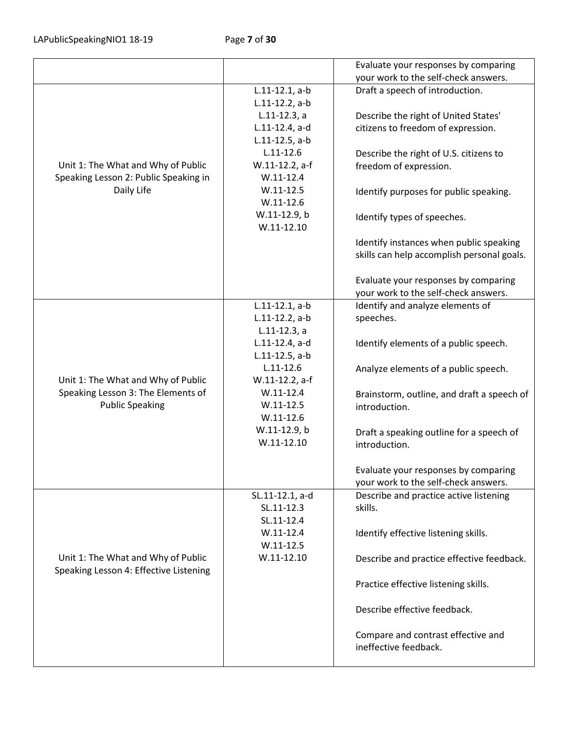| | | |
|---|---|---|
| | | Evaluate your responses by comparing your work to the self-check answers. |
| Unit 1: The What and Why of Public Speaking Lesson 2: Public Speaking in Daily Life | L.11-12.1, a-b<br>L.11-12.2, a-b<br>L.11-12.3, a<br>L.11-12.4, a-d<br>L.11-12.5, a-b<br>L.11-12.6<br>W.11-12.2, a-f<br>W.11-12.4<br>W.11-12.5<br>W.11-12.6<br>W.11-12.9, b<br>W.11-12.10 | Draft a speech of introduction.<br><br>Describe the right of United States' citizens to freedom of expression.<br><br>Describe the right of U.S. citizens to freedom of expression.<br><br>Identify purposes for public speaking.<br><br>Identify types of speeches.<br><br>Identify instances when public speaking skills can help accomplish personal goals.<br><br>Evaluate your responses by comparing your work to the self-check answers. |
| Unit 1: The What and Why of Public Speaking Lesson 3: The Elements of Public Speaking | L.11-12.1, a-b<br>L.11-12.2, a-b<br>L.11-12.3, a<br>L.11-12.4, a-d<br>L.11-12.5, a-b<br>L.11-12.6<br>W.11-12.2, a-f<br>W.11-12.4<br>W.11-12.5<br>W.11-12.6<br>W.11-12.9, b<br>W.11-12.10 | Identify and analyze elements of speeches.<br><br>Identify elements of a public speech.<br><br>Analyze elements of a public speech.<br><br>Brainstorm, outline, and draft a speech of introduction.<br><br>Draft a speaking outline for a speech of introduction.<br><br>Evaluate your responses by comparing your work to the self-check answers. |
| Unit 1: The What and Why of Public Speaking Lesson 4: Effective Listening | SL.11-12.1, a-d<br>SL.11-12.3<br>SL.11-12.4<br>W.11-12.4<br>W.11-12.5<br>W.11-12.10 | Describe and practice active listening skills.<br><br>Identify effective listening skills.<br><br>Describe and practice effective feedback.<br><br>Practice effective listening skills.<br><br>Describe effective feedback.<br><br>Compare and contrast effective and ineffective feedback. |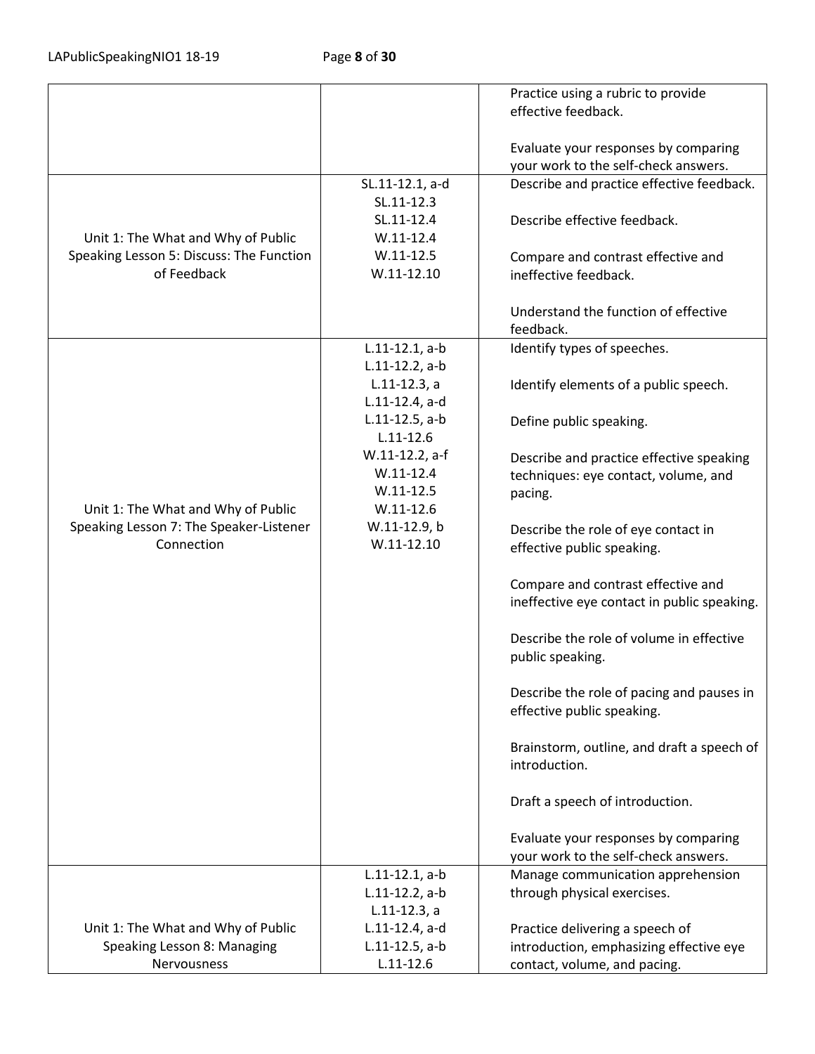| | | |
|---|---|---|
| | | Practice using a rubric to provide effective feedback.<br><br>Evaluate your responses by comparing your work to the self-check answers. |
| Unit 1: The What and Why of Public Speaking Lesson 5: Discuss: The Function of Feedback | SL.11-12.1, a-d<br>SL.11-12.3<br>SL.11-12.4<br>W.11-12.4<br>W.11-12.5<br>W.11-12.10 | Describe and practice effective feedback.<br><br>Describe effective feedback.<br><br>Compare and contrast effective and ineffective feedback.<br><br>Understand the function of effective feedback. |
| Unit 1: The What and Why of Public Speaking Lesson 7: The Speaker-Listener Connection | L.11-12.1, a-b<br>L.11-12.2, a-b<br>L.11-12.3, a<br>L.11-12.4, a-d<br>L.11-12.5, a-b<br>L.11-12.6<br>W.11-12.2, a-f<br>W.11-12.4<br>W.11-12.5<br>W.11-12.6<br>W.11-12.9, b<br>W.11-12.10 | Identify types of speeches.<br><br>Identify elements of a public speech.<br><br>Define public speaking.<br><br>Describe and practice effective speaking techniques: eye contact, volume, and pacing.<br><br>Describe the role of eye contact in effective public speaking.<br><br>Compare and contrast effective and ineffective eye contact in public speaking.<br><br>Describe the role of volume in effective public speaking.<br><br>Describe the role of pacing and pauses in effective public speaking.<br><br>Brainstorm, outline, and draft a speech of introduction.<br><br>Draft a speech of introduction.<br><br>Evaluate your responses by comparing your work to the self-check answers. |
| Unit 1: The What and Why of Public Speaking Lesson 8: Managing Nervousness | L.11-12.1, a-b<br>L.11-12.2, a-b<br>L.11-12.3, a<br>L.11-12.4, a-d<br>L.11-12.5, a-b<br>L.11-12.6 | Manage communication apprehension through physical exercises.<br><br>Practice delivering a speech of introduction, emphasizing effective eye contact, volume, and pacing. |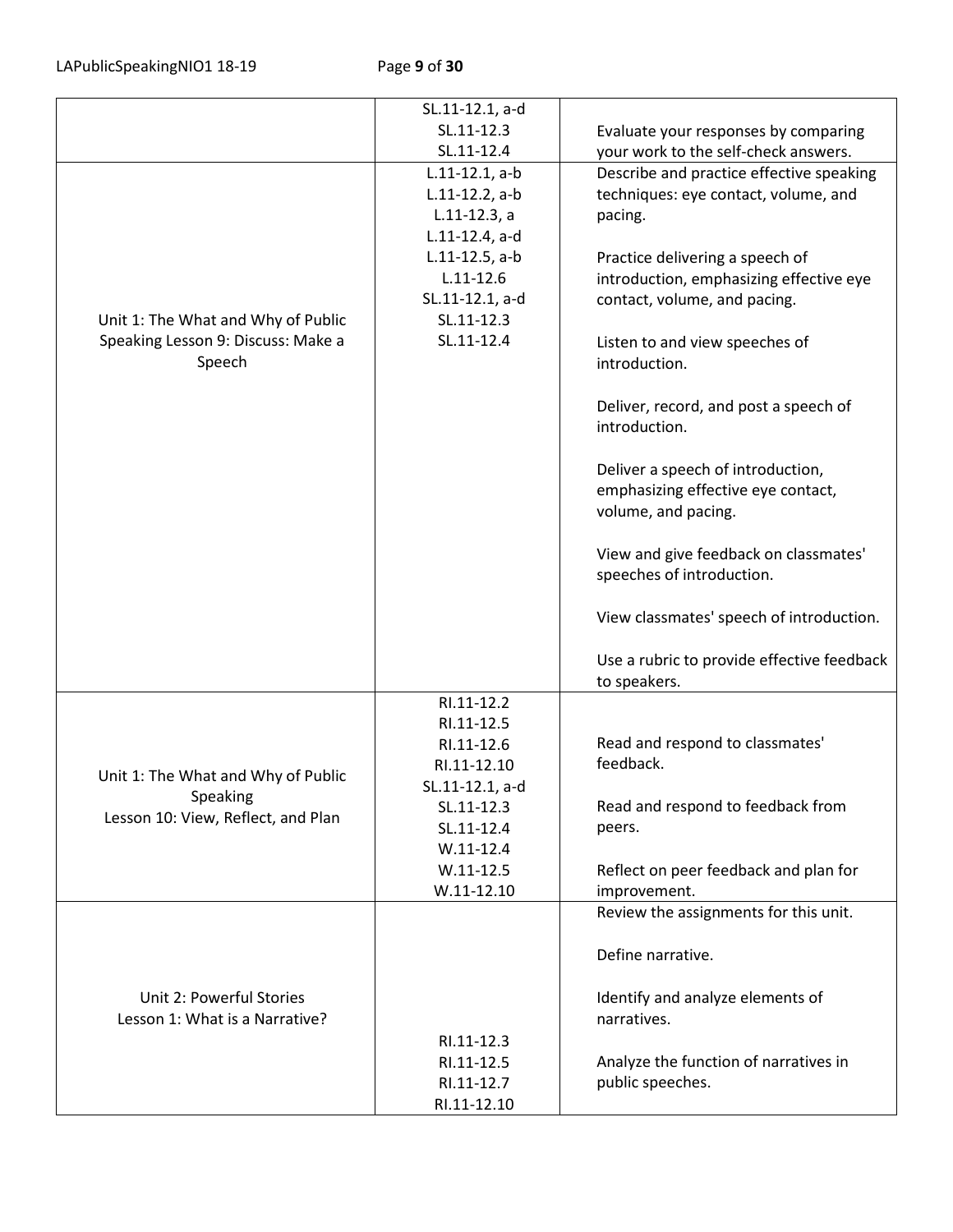| | | |
|---|---|---|
| | SL.11-12.1, a-d<br>SL.11-12.3<br>SL.11-12.4 | Evaluate your responses by comparing your work to the self-check answers. |
| Unit 1: The What and Why of Public Speaking Lesson 9: Discuss: Make a Speech | L.11-12.1, a-b<br>L.11-12.2, a-b<br>L.11-12.3, a<br>L.11-12.4, a-d<br>L.11-12.5, a-b<br>L.11-12.6<br>SL.11-12.1, a-d<br>SL.11-12.3<br>SL.11-12.4 | Describe and practice effective speaking techniques: eye contact, volume, and pacing.<br><br>Practice delivering a speech of introduction, emphasizing effective eye contact, volume, and pacing.<br><br>Listen to and view speeches of introduction.<br><br>Deliver, record, and post a speech of introduction.<br><br>Deliver a speech of introduction, emphasizing effective eye contact, volume, and pacing.<br><br>View and give feedback on classmates' speeches of introduction.<br><br>View classmates' speech of introduction.<br><br>Use a rubric to provide effective feedback to speakers. |
| Unit 1: The What and Why of Public Speaking<br>Lesson 10: View, Reflect, and Plan | RI.11-12.2<br>RI.11-12.5<br>RI.11-12.6<br>RI.11-12.10<br>SL.11-12.1, a-d<br>SL.11-12.3<br>SL.11-12.4<br>W.11-12.4<br>W.11-12.5<br>W.11-12.10 | Read and respond to classmates' feedback.<br><br>Read and respond to feedback from peers.<br><br>Reflect on peer feedback and plan for improvement. |
| Unit 2: Powerful Stories<br>Lesson 1: What is a Narrative? | RI.11-12.3<br>RI.11-12.5<br>RI.11-12.7<br>RI.11-12.10 | Review the assignments for this unit.<br><br>Define narrative.<br><br>Identify and analyze elements of narratives.<br><br>Analyze the function of narratives in public speeches. |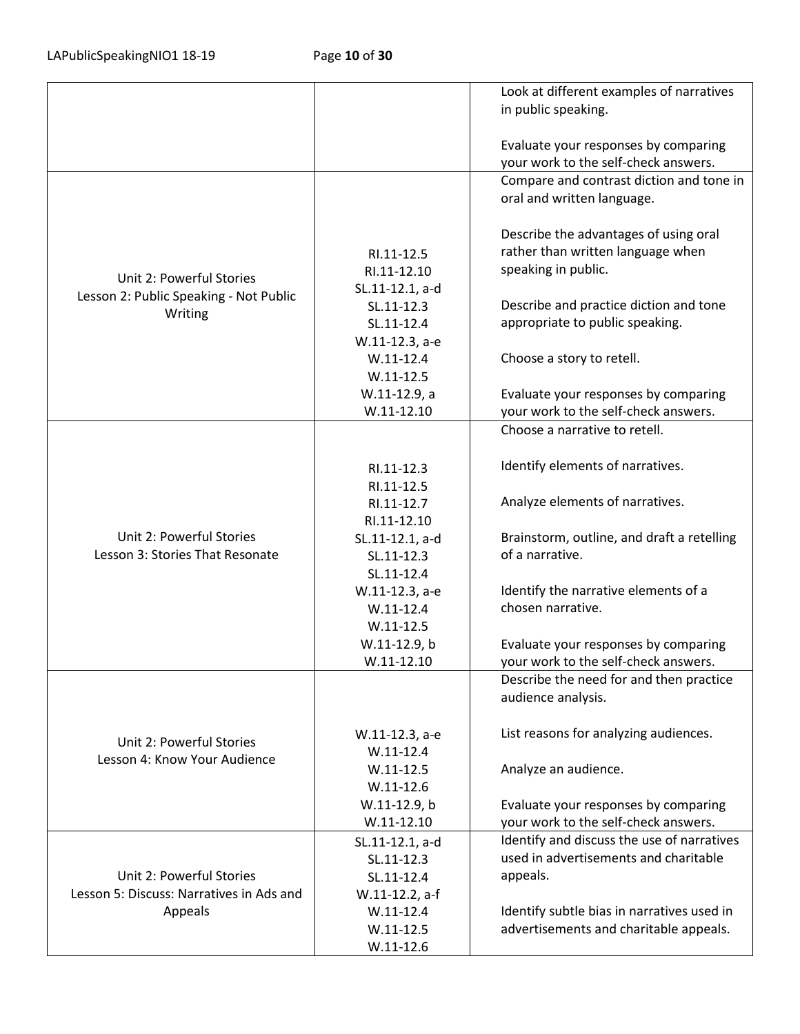| | | |
|---|---|---|
| | | Look at different examples of narratives in public speaking.<br><br>Evaluate your responses by comparing your work to the self-check answers. |
| Unit 2: Powerful Stories<br>Lesson 2: Public Speaking - Not Public Writing | RI.11-12.5<br>RI.11-12.10<br>SL.11-12.1, a-d<br>SL.11-12.3<br>SL.11-12.4<br>W.11-12.3, a-e<br>W.11-12.4<br>W.11-12.5<br>W.11-12.9, a<br>W.11-12.10 | Compare and contrast diction and tone in oral and written language.<br><br>Describe the advantages of using oral rather than written language when speaking in public.<br><br>Describe and practice diction and tone appropriate to public speaking.<br><br>Choose a story to retell.<br><br>Evaluate your responses by comparing your work to the self-check answers. |
| Unit 2: Powerful Stories<br>Lesson 3: Stories That Resonate | RI.11-12.3<br>RI.11-12.5<br>RI.11-12.7<br>RI.11-12.10<br>SL.11-12.1, a-d<br>SL.11-12.3<br>SL.11-12.4<br>W.11-12.3, a-e<br>W.11-12.4<br>W.11-12.5<br>W.11-12.9, b<br>W.11-12.10 | Choose a narrative to retell.<br><br>Identify elements of narratives.<br><br>Analyze elements of narratives.<br><br>Brainstorm, outline, and draft a retelling of a narrative.<br><br>Identify the narrative elements of a chosen narrative.<br><br>Evaluate your responses by comparing your work to the self-check answers. |
| Unit 2: Powerful Stories<br>Lesson 4: Know Your Audience | W.11-12.3, a-e<br>W.11-12.4<br>W.11-12.5<br>W.11-12.6<br>W.11-12.9, b<br>W.11-12.10 | Describe the need for and then practice audience analysis.<br><br>List reasons for analyzing audiences.<br><br>Analyze an audience.<br><br>Evaluate your responses by comparing your work to the self-check answers. |
| Unit 2: Powerful Stories<br>Lesson 5: Discuss: Narratives in Ads and Appeals | SL.11-12.1, a-d<br>SL.11-12.3<br>SL.11-12.4<br>W.11-12.2, a-f<br>W.11-12.4<br>W.11-12.5<br>W.11-12.6 | Identify and discuss the use of narratives used in advertisements and charitable appeals.<br><br>Identify subtle bias in narratives used in advertisements and charitable appeals. |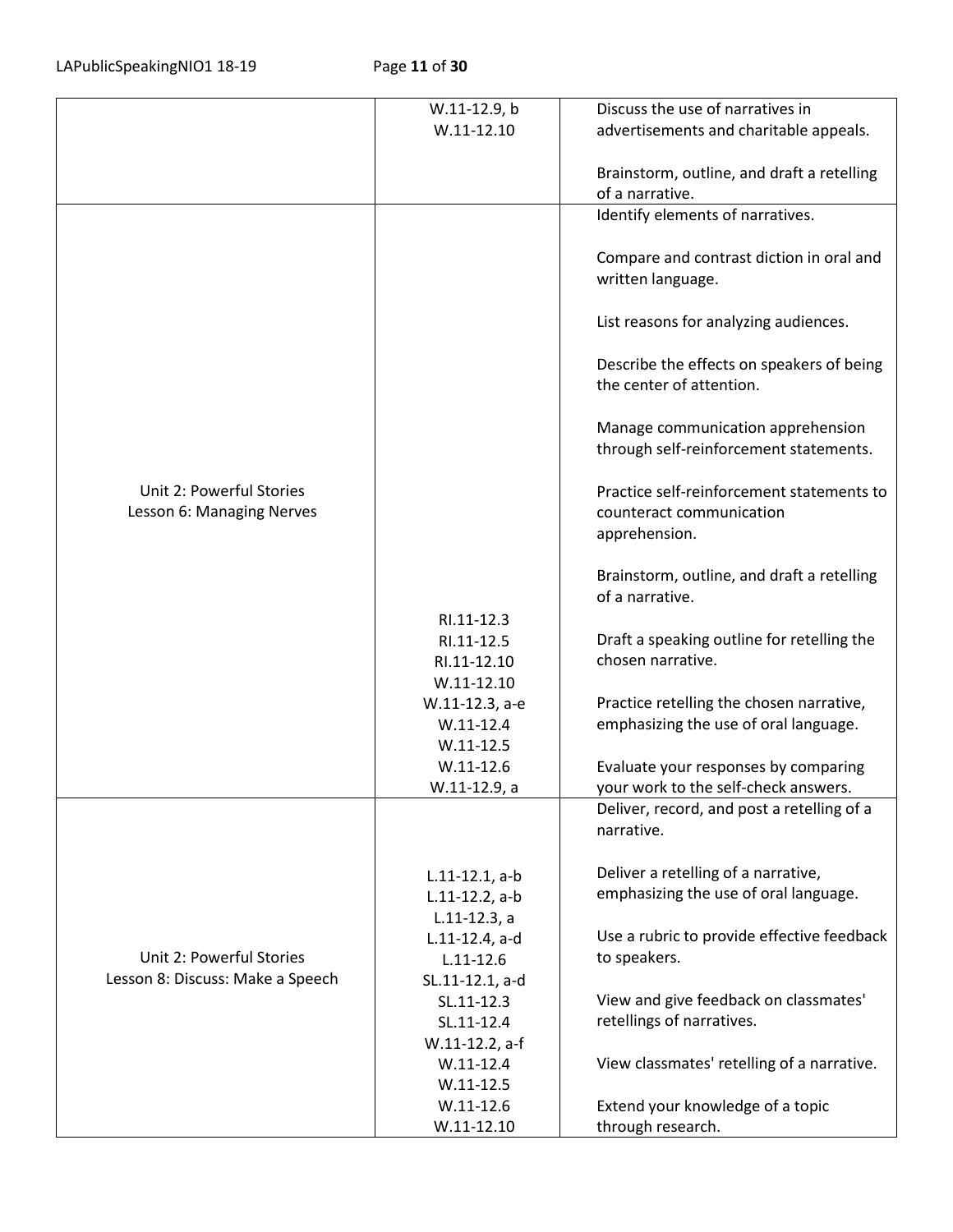| | | |
|---|---|---|
| | W.11-12.9, b<br>W.11-12.10 | Discuss the use of narratives in advertisements and charitable appeals.<br><br>Brainstorm, outline, and draft a retelling of a narrative. |
| Unit 2: Powerful Stories<br>Lesson 6: Managing Nerves | RI.11-12.3<br>RI.11-12.5<br>RI.11-12.10<br>W.11-12.10<br>W.11-12.3, a-e<br>W.11-12.4<br>W.11-12.5<br>W.11-12.6<br>W.11-12.9, a | Identify elements of narratives.<br><br>Compare and contrast diction in oral and written language.<br><br>List reasons for analyzing audiences.<br><br>Describe the effects on speakers of being the center of attention.<br><br>Manage communication apprehension through self-reinforcement statements.<br><br>Practice self-reinforcement statements to counteract communication apprehension.<br><br>Brainstorm, outline, and draft a retelling of a narrative.<br><br>Draft a speaking outline for retelling the chosen narrative.<br><br>Practice retelling the chosen narrative, emphasizing the use of oral language.<br><br>Evaluate your responses by comparing your work to the self-check answers. |
| Unit 2: Powerful Stories<br>Lesson 8: Discuss: Make a Speech | L.11-12.1, a-b<br>L.11-12.2, a-b<br>L.11-12.3, a<br>L.11-12.4, a-d<br>L.11-12.6<br>SL.11-12.1, a-d<br>SL.11-12.3<br>SL.11-12.4<br>W.11-12.2, a-f<br>W.11-12.4<br>W.11-12.5<br>W.11-12.6<br>W.11-12.10 | Deliver, record, and post a retelling of a narrative.<br><br>Deliver a retelling of a narrative, emphasizing the use of oral language.<br><br>Use a rubric to provide effective feedback to speakers.<br><br>View and give feedback on classmates' retellings of narratives.<br><br>View classmates' retelling of a narrative.<br><br>Extend your knowledge of a topic through research. |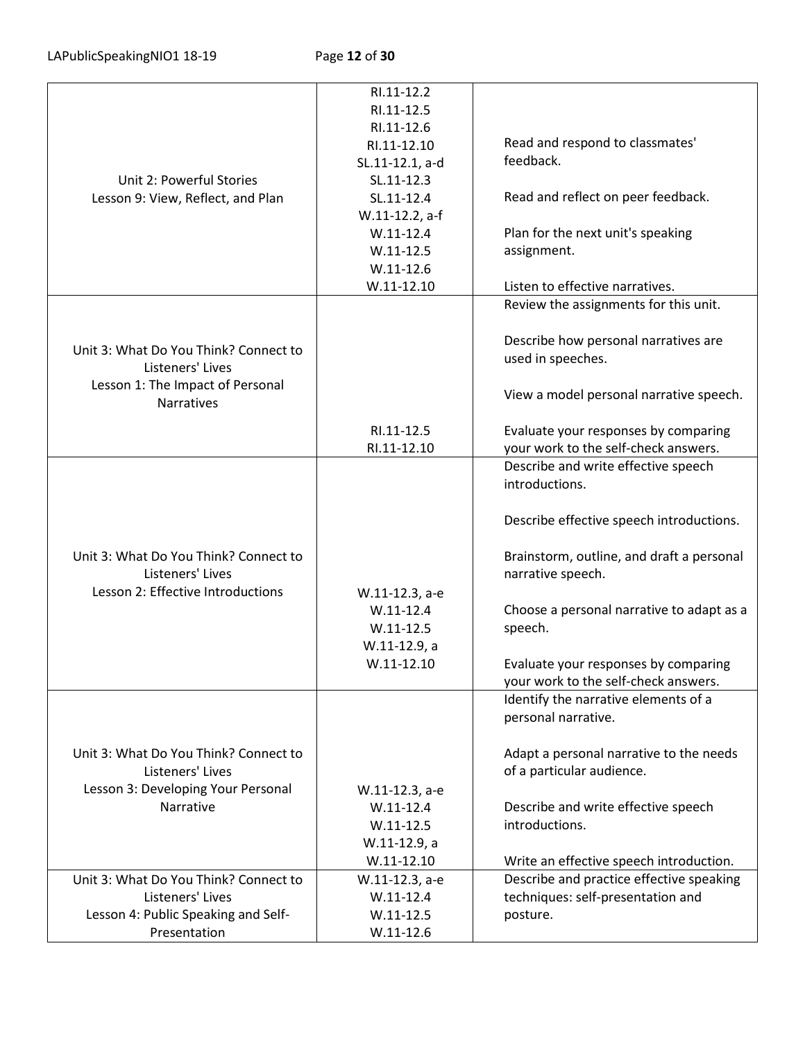| | | |
|---|---|---|
| Unit 2: Powerful Stories<br>Lesson 9: View, Reflect, and Plan | RI.11-12.2<br>RI.11-12.5<br>RI.11-12.6<br>RI.11-12.10<br>SL.11-12.1, a-d<br>SL.11-12.3<br>SL.11-12.4<br>W.11-12.2, a-f<br>W.11-12.4<br>W.11-12.5<br>W.11-12.6<br>W.11-12.10 | Read and respond to classmates' feedback.<br><br>Read and reflect on peer feedback.<br><br>Plan for the next unit's speaking assignment.<br><br>Listen to effective narratives. |
| Unit 3: What Do You Think? Connect to Listeners' Lives<br>Lesson 1: The Impact of Personal Narratives | RI.11-12.5<br>RI.11-12.10 | Review the assignments for this unit.<br><br>Describe how personal narratives are used in speeches.<br><br>View a model personal narrative speech.<br><br>Evaluate your responses by comparing your work to the self-check answers. |
| Unit 3: What Do You Think? Connect to Listeners' Lives<br>Lesson 2: Effective Introductions | W.11-12.3, a-e<br>W.11-12.4<br>W.11-12.5<br>W.11-12.9, a<br>W.11-12.10 | Describe and write effective speech introductions.<br><br>Describe effective speech introductions.<br><br>Brainstorm, outline, and draft a personal narrative speech.<br><br>Choose a personal narrative to adapt as a speech.<br><br>Evaluate your responses by comparing your work to the self-check answers. |
| Unit 3: What Do You Think? Connect to Listeners' Lives<br>Lesson 3: Developing Your Personal Narrative | W.11-12.3, a-e<br>W.11-12.4<br>W.11-12.5<br>W.11-12.9, a<br>W.11-12.10 | Identify the narrative elements of a personal narrative.<br><br>Adapt a personal narrative to the needs of a particular audience.<br><br>Describe and write effective speech introductions.<br><br>Write an effective speech introduction. |
| Unit 3: What Do You Think? Connect to Listeners' Lives<br>Lesson 4: Public Speaking and Self-Presentation | W.11-12.3, a-e<br>W.11-12.4<br>W.11-12.5<br>W.11-12.6 | Describe and practice effective speaking techniques: self-presentation and posture. |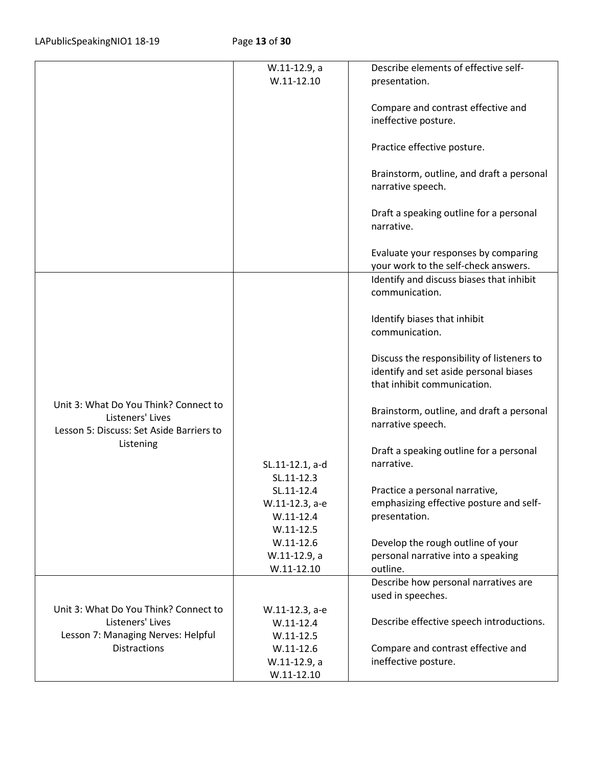| | | |
|---|---|---|
| | W.11-12.9, a<br>W.11-12.10 | Describe elements of effective self-presentation.<br><br>Compare and contrast effective and ineffective posture.<br><br>Practice effective posture.<br><br>Brainstorm, outline, and draft a personal narrative speech.<br><br>Draft a speaking outline for a personal narrative.<br><br>Evaluate your responses by comparing your work to the self-check answers. |
| Unit 3: What Do You Think? Connect to Listeners' Lives<br>Lesson 5: Discuss: Set Aside Barriers to Listening | SL.11-12.1, a-d<br>SL.11-12.3<br>SL.11-12.4<br>W.11-12.3, a-e<br>W.11-12.4<br>W.11-12.5<br>W.11-12.6<br>W.11-12.9, a<br>W.11-12.10 | Identify and discuss biases that inhibit communication.<br><br>Identify biases that inhibit communication.<br><br>Discuss the responsibility of listeners to identify and set aside personal biases that inhibit communication.<br><br>Brainstorm, outline, and draft a personal narrative speech.<br><br>Draft a speaking outline for a personal narrative.<br><br>Practice a personal narrative, emphasizing effective posture and self-presentation.<br><br>Develop the rough outline of your personal narrative into a speaking outline. |
| Unit 3: What Do You Think? Connect to Listeners' Lives<br>Lesson 7: Managing Nerves: Helpful Distractions | W.11-12.3, a-e<br>W.11-12.4<br>W.11-12.5<br>W.11-12.6<br>W.11-12.9, a<br>W.11-12.10 | Describe how personal narratives are used in speeches.<br><br>Describe effective speech introductions.<br><br>Compare and contrast effective and ineffective posture. |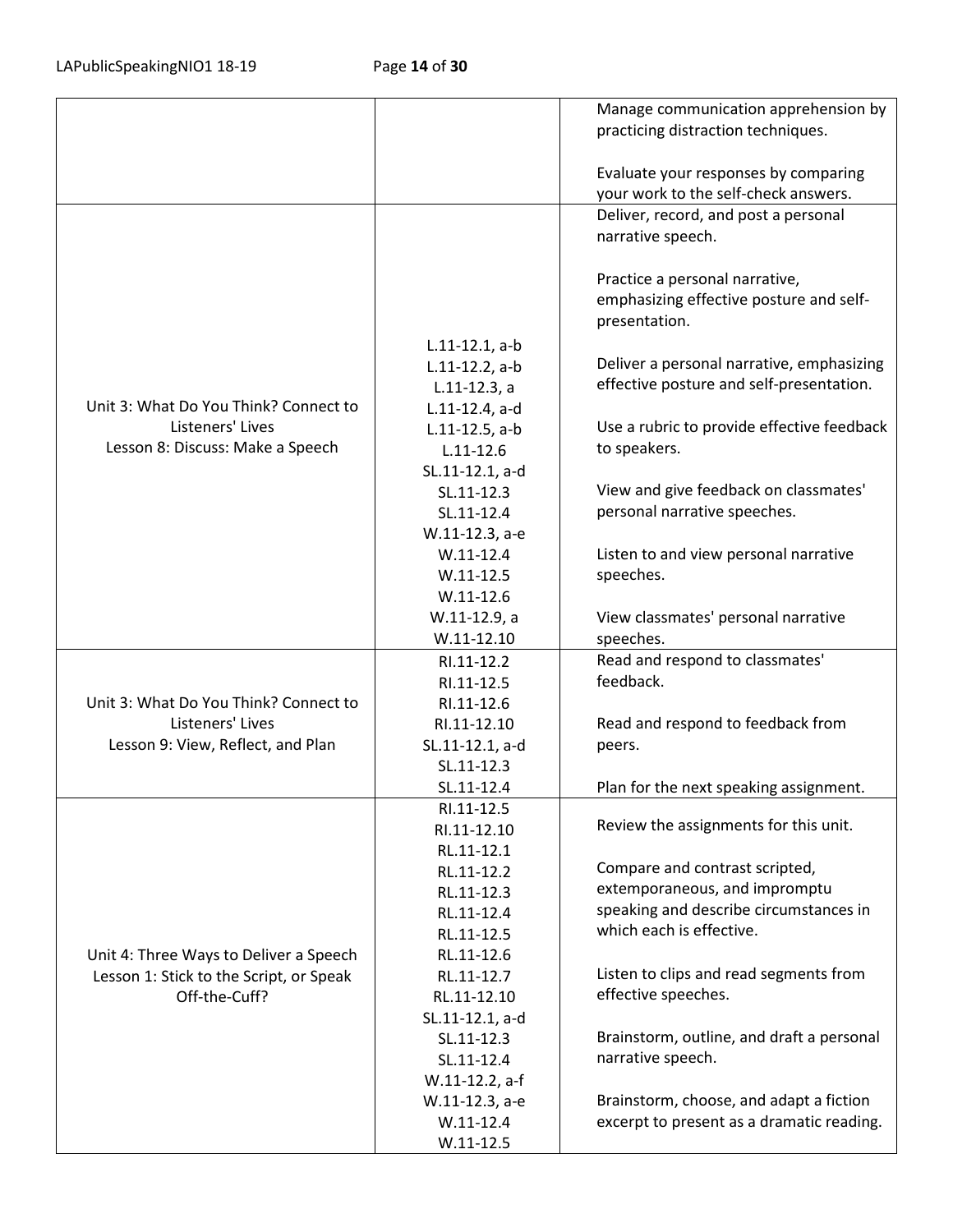| | | |
|---|---|---|
| | | Manage communication apprehension by practicing distraction techniques.<br><br>Evaluate your responses by comparing your work to the self-check answers. |
| Unit 3: What Do You Think? Connect to Listeners' Lives<br>Lesson 8: Discuss: Make a Speech | L.11-12.1, a-b<br>L.11-12.2, a-b<br>L.11-12.3, a<br>L.11-12.4, a-d<br>L.11-12.5, a-b<br>L.11-12.6<br>SL.11-12.1, a-d<br>SL.11-12.3<br>SL.11-12.4<br>W.11-12.3, a-e<br>W.11-12.4<br>W.11-12.5<br>W.11-12.6<br>W.11-12.9, a<br>W.11-12.10 | Deliver, record, and post a personal narrative speech.<br><br>Practice a personal narrative, emphasizing effective posture and self-presentation.<br><br>Deliver a personal narrative, emphasizing effective posture and self-presentation.<br><br>Use a rubric to provide effective feedback to speakers.<br><br>View and give feedback on classmates' personal narrative speeches.<br><br>Listen to and view personal narrative speeches.<br><br>View classmates' personal narrative speeches. |
| Unit 3: What Do You Think? Connect to Listeners' Lives<br>Lesson 9: View, Reflect, and Plan | RI.11-12.2<br>RI.11-12.5<br>RI.11-12.6<br>RI.11-12.10<br>SL.11-12.1, a-d<br>SL.11-12.3<br>SL.11-12.4 | Read and respond to classmates' feedback.<br><br>Read and respond to feedback from peers.<br><br>Plan for the next speaking assignment. |
| Unit 4: Three Ways to Deliver a Speech<br>Lesson 1: Stick to the Script, or Speak Off-the-Cuff? | RI.11-12.5<br>RI.11-12.10<br>RL.11-12.1<br>RL.11-12.2<br>RL.11-12.3<br>RL.11-12.4<br>RL.11-12.5<br>RL.11-12.6<br>RL.11-12.7<br>RL.11-12.10<br>SL.11-12.1, a-d<br>SL.11-12.3<br>SL.11-12.4<br>W.11-12.2, a-f<br>W.11-12.3, a-e<br>W.11-12.4<br>W.11-12.5 | Review the assignments for this unit.<br><br>Compare and contrast scripted, extemporaneous, and impromptu speaking and describe circumstances in which each is effective.<br><br>Listen to clips and read segments from effective speeches.<br><br>Brainstorm, outline, and draft a personal narrative speech.<br><br>Brainstorm, choose, and adapt a fiction excerpt to present as a dramatic reading. |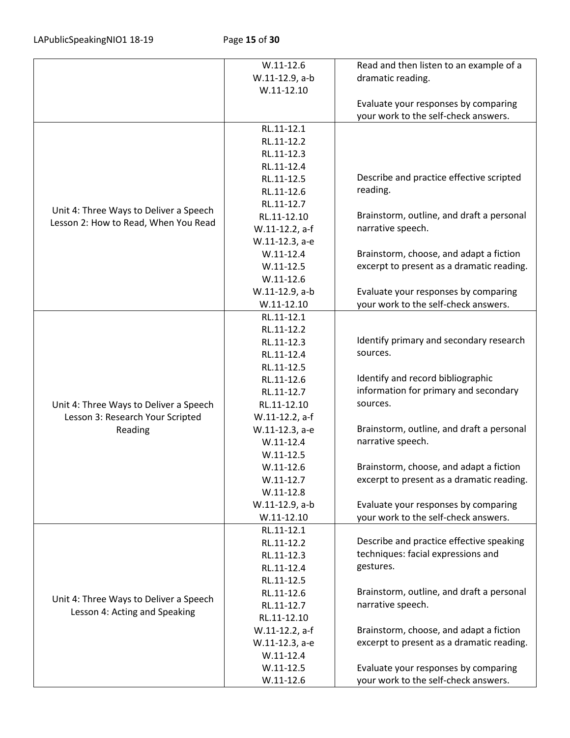|  |  |  |
|---|---|---|
|  | W.11-12.6<br>W.11-12.9, a-b<br>W.11-12.10 | Read and then listen to an example of a dramatic reading.<br><br>Evaluate your responses by comparing your work to the self-check answers. |
| Unit 4: Three Ways to Deliver a Speech<br>Lesson 2: How to Read, When You Read | RL.11-12.1<br>RL.11-12.2<br>RL.11-12.3<br>RL.11-12.4<br>RL.11-12.5<br>RL.11-12.6<br>RL.11-12.7<br>RL.11-12.10<br>W.11-12.2, a-f<br>W.11-12.3, a-e<br>W.11-12.4<br>W.11-12.5<br>W.11-12.6<br>W.11-12.9, a-b<br>W.11-12.10 | Describe and practice effective scripted reading.<br><br>Brainstorm, outline, and draft a personal narrative speech.<br><br>Brainstorm, choose, and adapt a fiction excerpt to present as a dramatic reading.<br><br>Evaluate your responses by comparing your work to the self-check answers. |
| Unit 4: Three Ways to Deliver a Speech<br>Lesson 3: Research Your Scripted Reading | RL.11-12.1<br>RL.11-12.2<br>RL.11-12.3<br>RL.11-12.4<br>RL.11-12.5<br>RL.11-12.6<br>RL.11-12.7<br>RL.11-12.10<br>W.11-12.2, a-f<br>W.11-12.3, a-e<br>W.11-12.4<br>W.11-12.5<br>W.11-12.6<br>W.11-12.7<br>W.11-12.8<br>W.11-12.9, a-b<br>W.11-12.10 | Identify primary and secondary research sources.<br><br>Identify and record bibliographic information for primary and secondary sources.<br><br>Brainstorm, outline, and draft a personal narrative speech.<br><br>Brainstorm, choose, and adapt a fiction excerpt to present as a dramatic reading.<br><br>Evaluate your responses by comparing your work to the self-check answers. |
| Unit 4: Three Ways to Deliver a Speech<br>Lesson 4: Acting and Speaking | RL.11-12.1<br>RL.11-12.2<br>RL.11-12.3<br>RL.11-12.4<br>RL.11-12.5<br>RL.11-12.6<br>RL.11-12.7<br>RL.11-12.10<br>W.11-12.2, a-f<br>W.11-12.3, a-e<br>W.11-12.4<br>W.11-12.5<br>W.11-12.6 | Describe and practice effective speaking techniques: facial expressions and gestures.<br><br>Brainstorm, outline, and draft a personal narrative speech.<br><br>Brainstorm, choose, and adapt a fiction excerpt to present as a dramatic reading.<br><br>Evaluate your responses by comparing your work to the self-check answers. |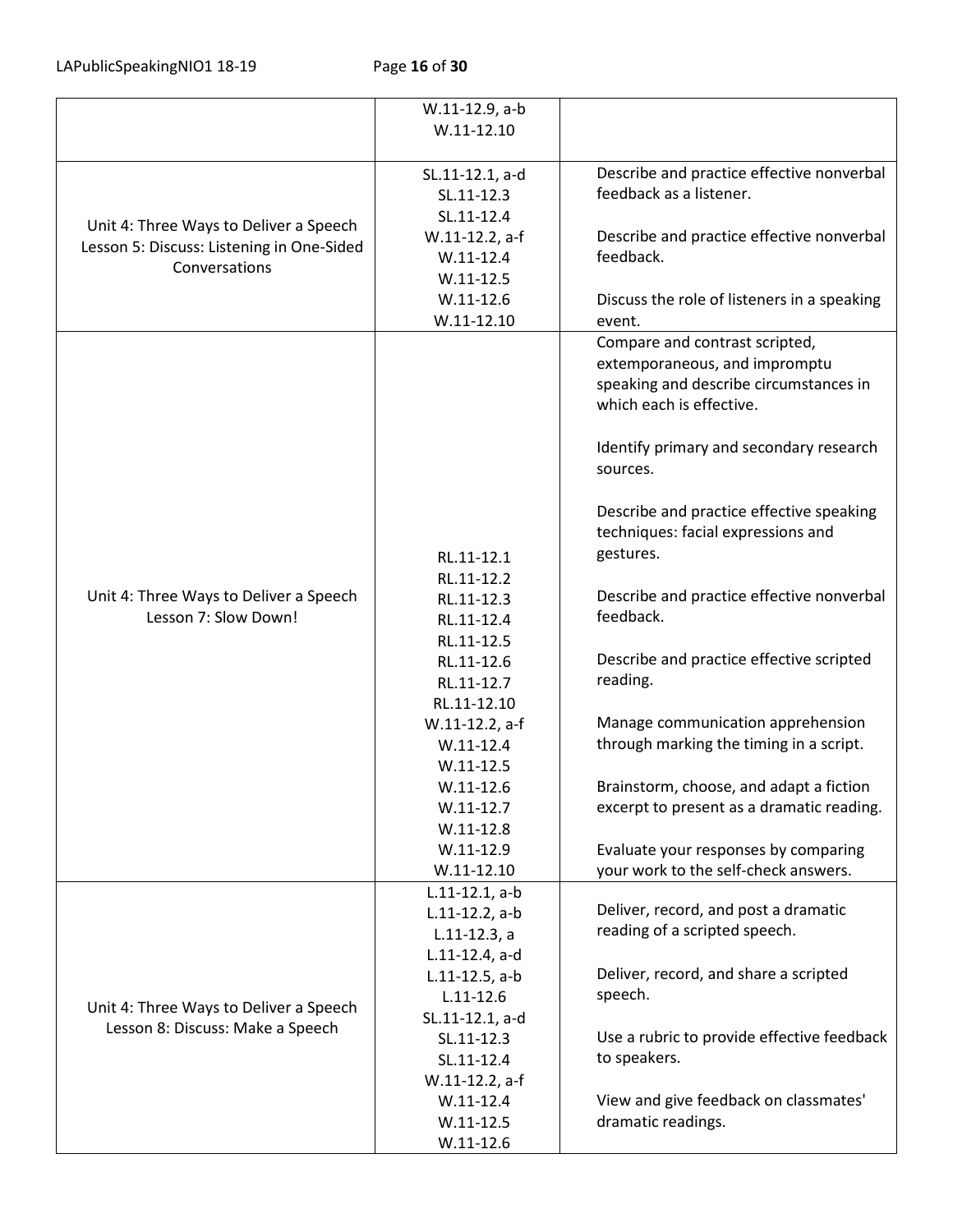| | | |
|---|---|---|
| | W.11-12.9, a-b<br>W.11-12.10 | |
| Unit 4: Three Ways to Deliver a Speech<br>Lesson 5: Discuss: Listening in One-Sided Conversations | SL.11-12.1, a-d<br>SL.11-12.3<br>SL.11-12.4<br>W.11-12.2, a-f<br>W.11-12.4<br>W.11-12.5<br>W.11-12.6<br>W.11-12.10 | Describe and practice effective nonverbal feedback as a listener.<br><br>Describe and practice effective nonverbal feedback.<br><br>Discuss the role of listeners in a speaking event. |
| Unit 4: Three Ways to Deliver a Speech<br>Lesson 7: Slow Down! | RL.11-12.1<br>RL.11-12.2<br>RL.11-12.3<br>RL.11-12.4<br>RL.11-12.5<br>RL.11-12.6<br>RL.11-12.7<br>RL.11-12.10<br>W.11-12.2, a-f<br>W.11-12.4<br>W.11-12.5<br>W.11-12.6<br>W.11-12.7<br>W.11-12.8<br>W.11-12.9<br>W.11-12.10 | Compare and contrast scripted, extemporaneous, and impromptu speaking and describe circumstances in which each is effective.<br><br>Identify primary and secondary research sources.<br><br>Describe and practice effective speaking techniques: facial expressions and gestures.<br><br>Describe and practice effective nonverbal feedback.<br><br>Describe and practice effective scripted reading.<br><br>Manage communication apprehension through marking the timing in a script.<br><br>Brainstorm, choose, and adapt a fiction excerpt to present as a dramatic reading.<br><br>Evaluate your responses by comparing your work to the self-check answers. |
| Unit 4: Three Ways to Deliver a Speech<br>Lesson 8: Discuss: Make a Speech | L.11-12.1, a-b<br>L.11-12.2, a-b<br>L.11-12.3, a<br>L.11-12.4, a-d<br>L.11-12.5, a-b<br>L.11-12.6<br>SL.11-12.1, a-d<br>SL.11-12.3<br>SL.11-12.4<br>W.11-12.2, a-f<br>W.11-12.4<br>W.11-12.5<br>W.11-12.6 | Deliver, record, and post a dramatic reading of a scripted speech.<br><br>Deliver, record, and share a scripted speech.<br><br>Use a rubric to provide effective feedback to speakers.<br><br>View and give feedback on classmates' dramatic readings. |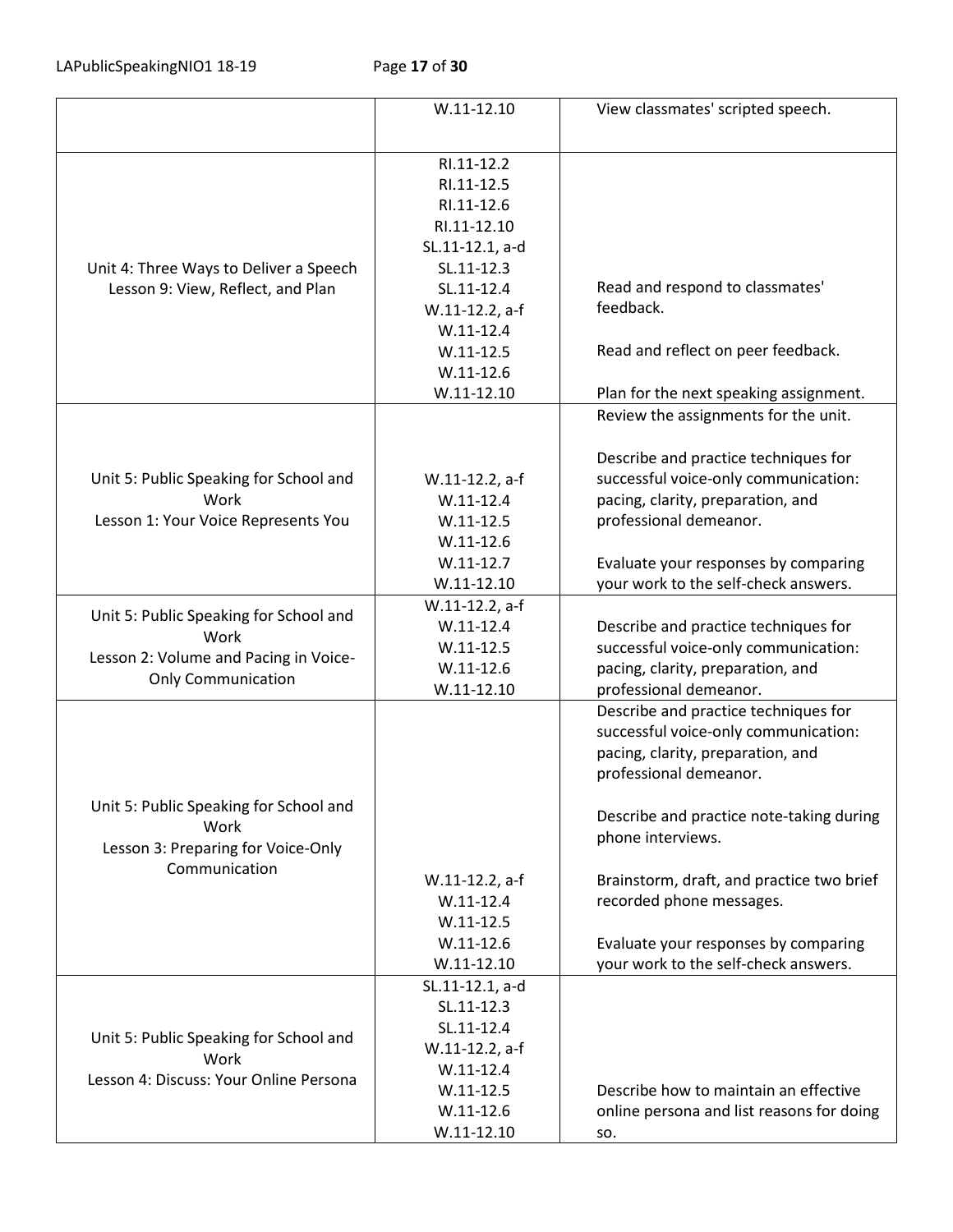| | | |
|---|---|---|
| | W.11-12.10 | View classmates' scripted speech. |
| Unit 4: Three Ways to Deliver a Speech<br>Lesson 9: View, Reflect, and Plan | RI.11-12.2<br>RI.11-12.5<br>RI.11-12.6<br>RI.11-12.10<br>SL.11-12.1, a-d<br>SL.11-12.3<br>SL.11-12.4<br>W.11-12.2, a-f<br>W.11-12.4<br>W.11-12.5<br>W.11-12.6<br>W.11-12.10 | Read and respond to classmates' feedback.<br><br>Read and reflect on peer feedback.<br><br>Plan for the next speaking assignment. |
| Unit 5: Public Speaking for School and Work<br>Lesson 1: Your Voice Represents You | W.11-12.2, a-f<br>W.11-12.4<br>W.11-12.5<br>W.11-12.6<br>W.11-12.7<br>W.11-12.10 | Review the assignments for the unit.<br><br>Describe and practice techniques for successful voice-only communication: pacing, clarity, preparation, and professional demeanor.<br><br>Evaluate your responses by comparing your work to the self-check answers. |
| Unit 5: Public Speaking for School and Work<br>Lesson 2: Volume and Pacing in Voice-Only Communication | W.11-12.2, a-f<br>W.11-12.4<br>W.11-12.5<br>W.11-12.6<br>W.11-12.10 | Describe and practice techniques for successful voice-only communication: pacing, clarity, preparation, and professional demeanor. |
| Unit 5: Public Speaking for School and Work<br>Lesson 3: Preparing for Voice-Only Communication | W.11-12.2, a-f<br>W.11-12.4<br>W.11-12.5<br>W.11-12.6<br>W.11-12.10 | Describe and practice techniques for successful voice-only communication: pacing, clarity, preparation, and professional demeanor.<br><br>Describe and practice note-taking during phone interviews.<br><br>Brainstorm, draft, and practice two brief recorded phone messages.<br><br>Evaluate your responses by comparing your work to the self-check answers. |
| Unit 5: Public Speaking for School and Work<br>Lesson 4: Discuss: Your Online Persona | SL.11-12.1, a-d<br>SL.11-12.3<br>SL.11-12.4<br>W.11-12.2, a-f<br>W.11-12.4<br>W.11-12.5<br>W.11-12.6<br>W.11-12.10 | Describe how to maintain an effective online persona and list reasons for doing so. |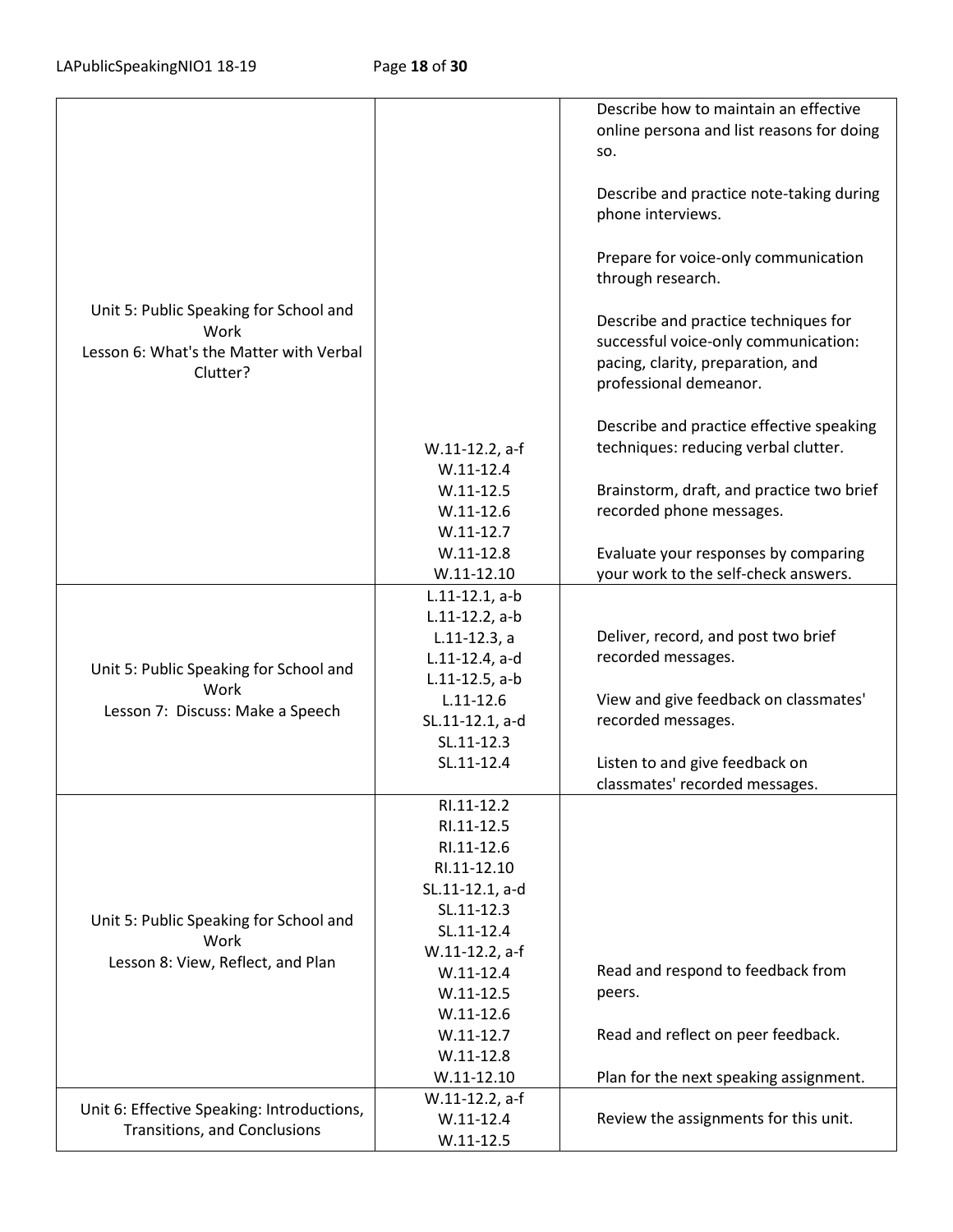| | | |
|---|---|---|
| Unit 5: Public Speaking for School and Work<br>Lesson 6: What's the Matter with Verbal Clutter? | W.11-12.2, a-f<br>W.11-12.4<br>W.11-12.5<br>W.11-12.6<br>W.11-12.7<br>W.11-12.8<br>W.11-12.10 | Describe how to maintain an effective online persona and list reasons for doing so.<br><br>Describe and practice note-taking during phone interviews.<br><br>Prepare for voice-only communication through research.<br><br>Describe and practice techniques for successful voice-only communication: pacing, clarity, preparation, and professional demeanor.<br><br>Describe and practice effective speaking techniques: reducing verbal clutter.<br><br>Brainstorm, draft, and practice two brief recorded phone messages.<br><br>Evaluate your responses by comparing your work to the self-check answers. |
| Unit 5: Public Speaking for School and Work<br>Lesson 7: Discuss: Make a Speech | L.11-12.1, a-b<br>L.11-12.2, a-b<br>L.11-12.3, a<br>L.11-12.4, a-d<br>L.11-12.5, a-b<br>L.11-12.6<br>SL.11-12.1, a-d<br>SL.11-12.3<br>SL.11-12.4 | Deliver, record, and post two brief recorded messages.<br><br>View and give feedback on classmates' recorded messages.<br><br>Listen to and give feedback on classmates' recorded messages. |
| Unit 5: Public Speaking for School and Work<br>Lesson 8: View, Reflect, and Plan | RI.11-12.2<br>RI.11-12.5<br>RI.11-12.6<br>RI.11-12.10<br>SL.11-12.1, a-d<br>SL.11-12.3<br>SL.11-12.4<br>W.11-12.2, a-f<br>W.11-12.4<br>W.11-12.5<br>W.11-12.6<br>W.11-12.7<br>W.11-12.8<br>W.11-12.10 | Read and respond to feedback from peers.<br><br>Read and reflect on peer feedback.<br><br>Plan for the next speaking assignment. |
| Unit 6: Effective Speaking: Introductions, Transitions, and Conclusions | W.11-12.2, a-f<br>W.11-12.4<br>W.11-12.5 | Review the assignments for this unit. |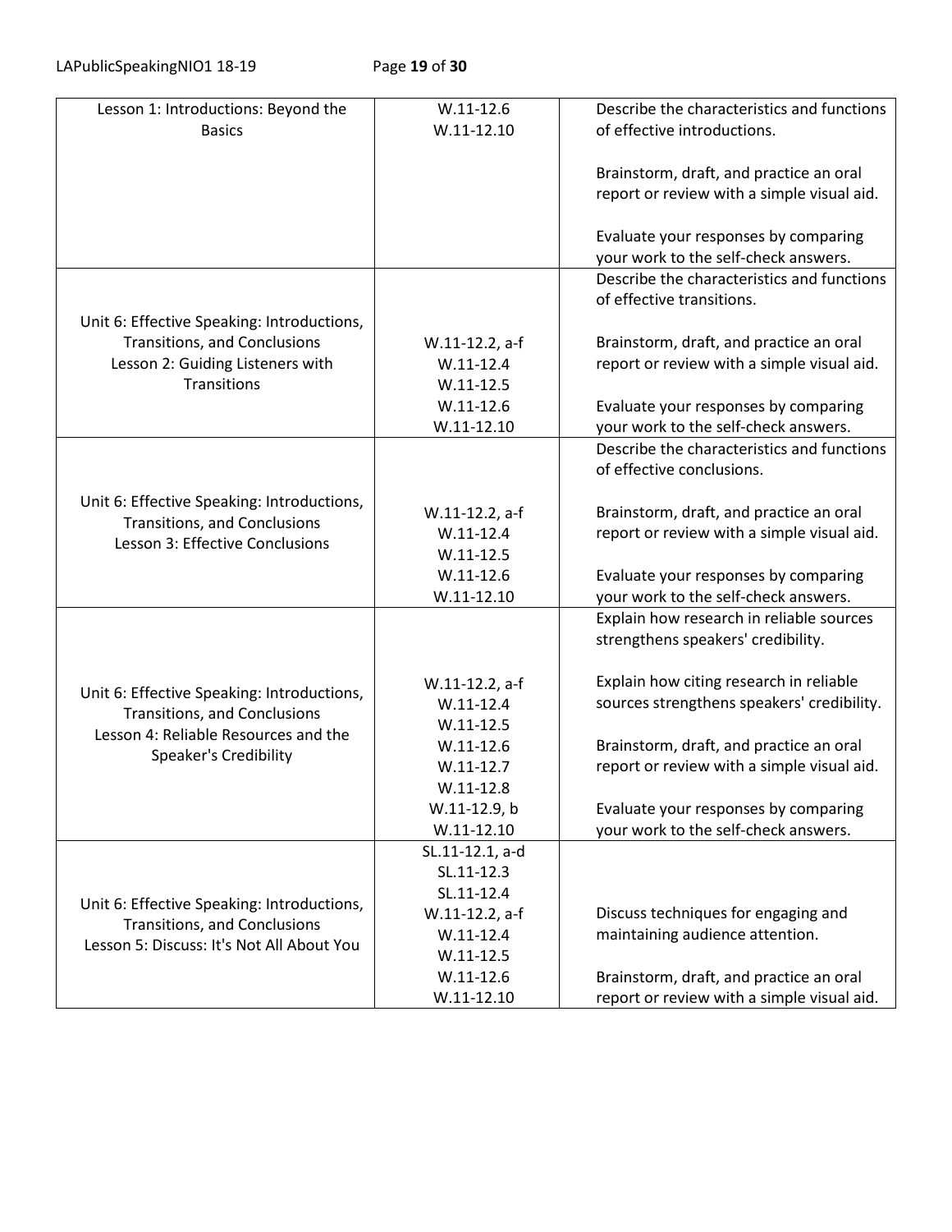| Lesson 1: Introductions: Beyond the Basics | W.11-12.6<br>W.11-12.10 | Describe the characteristics and functions of effective introductions.<br><br>Brainstorm, draft, and practice an oral report or review with a simple visual aid.<br><br>Evaluate your responses by comparing your work to the self-check answers. |
|---|---|---|
| Unit 6: Effective Speaking: Introductions, Transitions, and Conclusions<br>Lesson 2: Guiding Listeners with Transitions | W.11-12.2, a-f<br>W.11-12.4<br>W.11-12.5<br>W.11-12.6<br>W.11-12.10 | Describe the characteristics and functions of effective transitions.<br><br>Brainstorm, draft, and practice an oral report or review with a simple visual aid.<br><br>Evaluate your responses by comparing your work to the self-check answers. |
| Unit 6: Effective Speaking: Introductions, Transitions, and Conclusions<br>Lesson 3: Effective Conclusions | W.11-12.2, a-f<br>W.11-12.4<br>W.11-12.5<br>W.11-12.6<br>W.11-12.10 | Describe the characteristics and functions of effective conclusions.<br><br>Brainstorm, draft, and practice an oral report or review with a simple visual aid.<br><br>Evaluate your responses by comparing your work to the self-check answers. |
| Unit 6: Effective Speaking: Introductions, Transitions, and Conclusions<br>Lesson 4: Reliable Resources and the Speaker's Credibility | W.11-12.2, a-f<br>W.11-12.4<br>W.11-12.5<br>W.11-12.6<br>W.11-12.7<br>W.11-12.8<br>W.11-12.9, b<br>W.11-12.10 | Explain how research in reliable sources strengthens speakers' credibility.<br><br>Explain how citing research in reliable sources strengthens speakers' credibility.<br><br>Brainstorm, draft, and practice an oral report or review with a simple visual aid.<br><br>Evaluate your responses by comparing your work to the self-check answers. |
| Unit 6: Effective Speaking: Introductions, Transitions, and Conclusions<br>Lesson 5: Discuss: It's Not All About You | SL.11-12.1, a-d<br>SL.11-12.3<br>SL.11-12.4<br>W.11-12.2, a-f<br>W.11-12.4<br>W.11-12.5<br>W.11-12.6<br>W.11-12.10 | Discuss techniques for engaging and maintaining audience attention.<br><br>Brainstorm, draft, and practice an oral report or review with a simple visual aid. |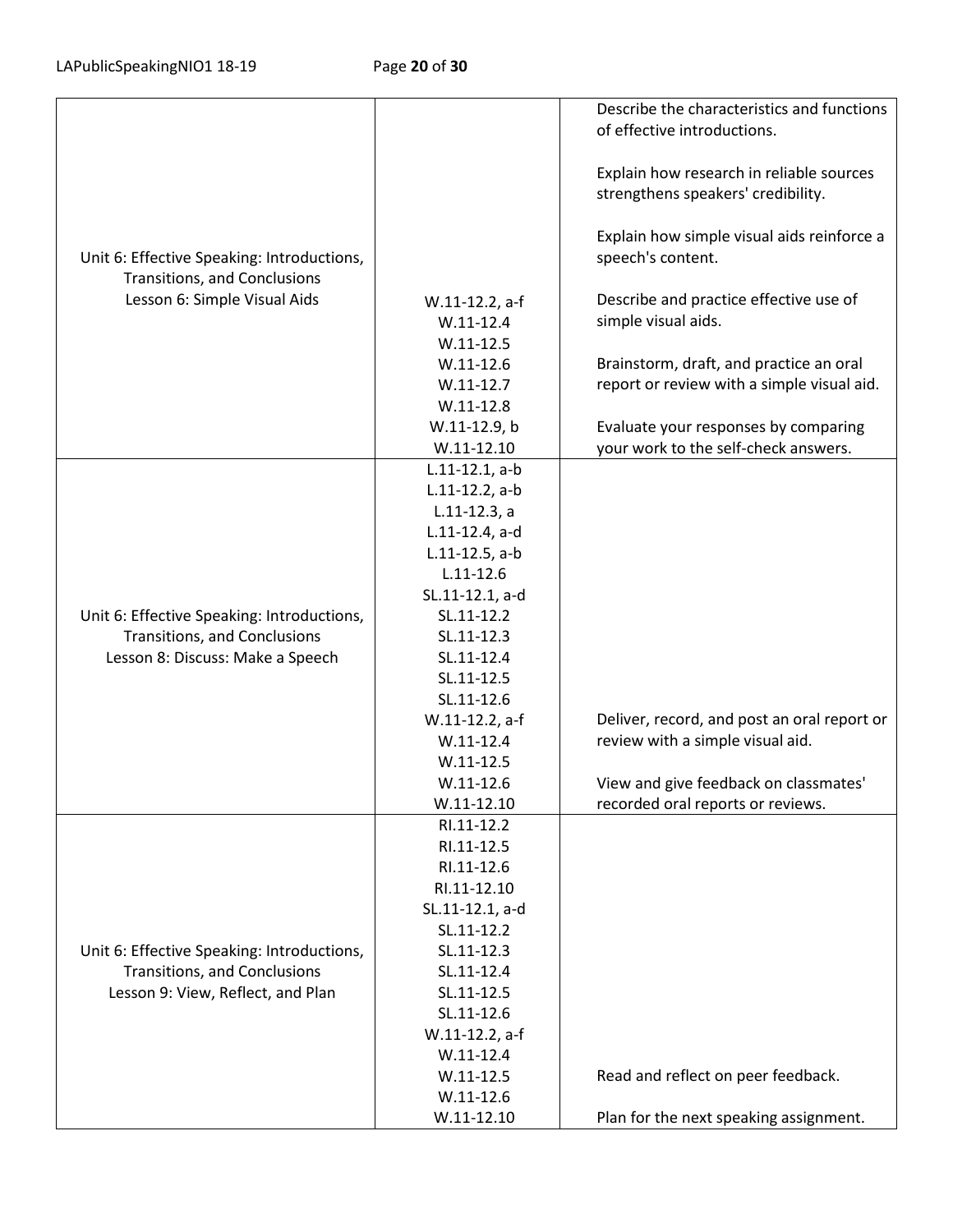| | | |
|---|---|---|
| Unit 6: Effective Speaking: Introductions, Transitions, and Conclusions<br>Lesson 6: Simple Visual Aids | W.11-12.2, a-f<br>W.11-12.4<br>W.11-12.5<br>W.11-12.6<br>W.11-12.7<br>W.11-12.8<br>W.11-12.9, b<br>W.11-12.10 | Describe the characteristics and functions of effective introductions.<br><br>Explain how research in reliable sources strengthens speakers' credibility.<br><br>Explain how simple visual aids reinforce a speech's content.<br><br>Describe and practice effective use of simple visual aids.<br><br>Brainstorm, draft, and practice an oral report or review with a simple visual aid.<br><br>Evaluate your responses by comparing your work to the self-check answers. |
| Unit 6: Effective Speaking: Introductions, Transitions, and Conclusions<br>Lesson 8: Discuss: Make a Speech | L.11-12.1, a-b<br>L.11-12.2, a-b<br>L.11-12.3, a<br>L.11-12.4, a-d<br>L.11-12.5, a-b<br>L.11-12.6<br>SL.11-12.1, a-d<br>SL.11-12.2<br>SL.11-12.3<br>SL.11-12.4<br>SL.11-12.5<br>SL.11-12.6<br>W.11-12.2, a-f<br>W.11-12.4<br>W.11-12.5<br>W.11-12.6<br>W.11-12.10 | Deliver, record, and post an oral report or review with a simple visual aid.<br><br>View and give feedback on classmates' recorded oral reports or reviews. |
| Unit 6: Effective Speaking: Introductions, Transitions, and Conclusions<br>Lesson 9: View, Reflect, and Plan | RI.11-12.2<br>RI.11-12.5<br>RI.11-12.6<br>RI.11-12.10<br>SL.11-12.1, a-d<br>SL.11-12.2<br>SL.11-12.3<br>SL.11-12.4<br>SL.11-12.5<br>SL.11-12.6<br>W.11-12.2, a-f<br>W.11-12.4<br>W.11-12.5<br>W.11-12.6<br>W.11-12.10 | Read and reflect on peer feedback.<br><br>Plan for the next speaking assignment. |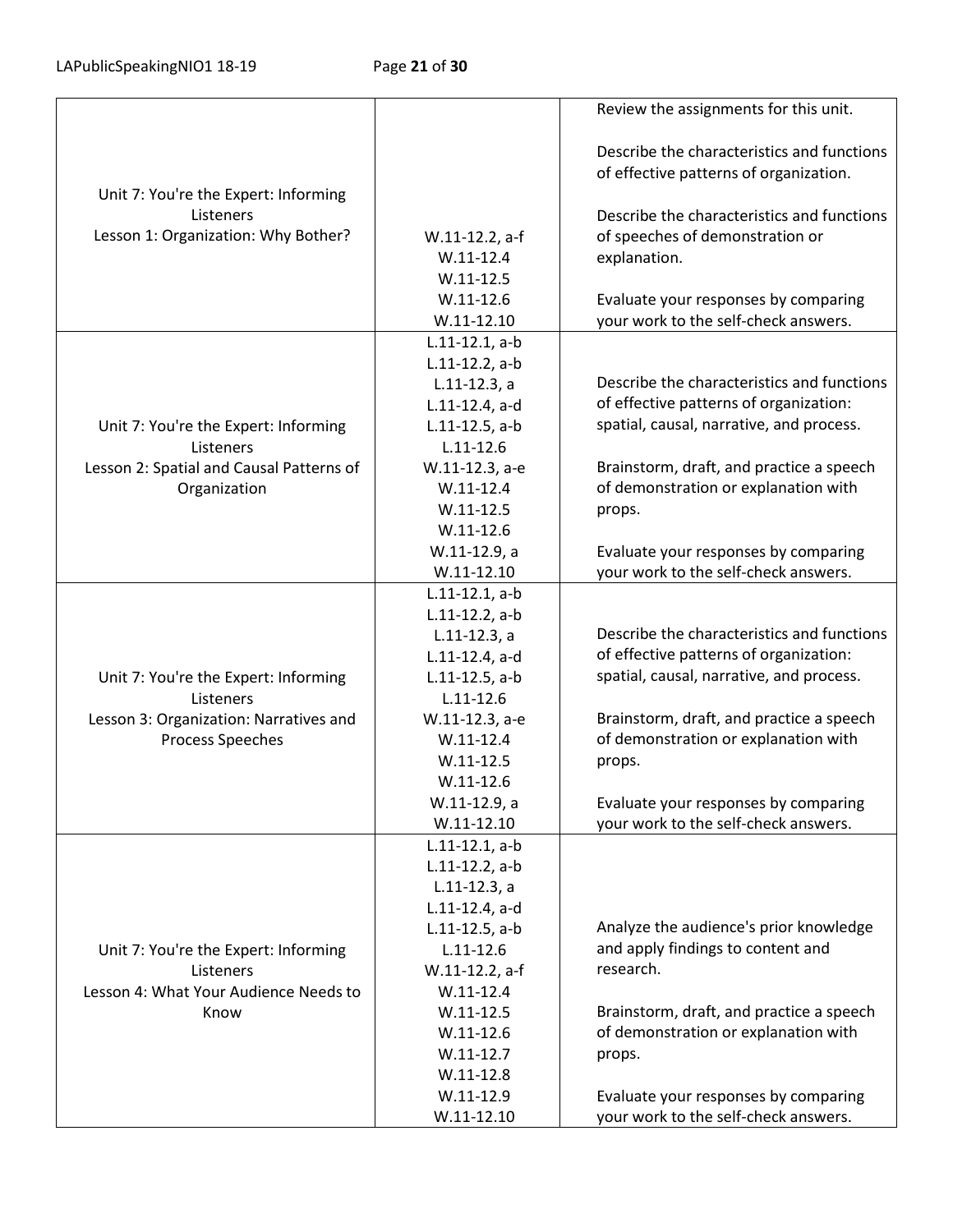| | | |
|---|---|---|
| Unit 7: You're the Expert: Informing Listeners<br>Lesson 1: Organization: Why Bother? | W.11-12.2, a-f<br>W.11-12.4<br>W.11-12.5<br>W.11-12.6<br>W.11-12.10 | Review the assignments for this unit.<br><br>Describe the characteristics and functions of effective patterns of organization.<br><br>Describe the characteristics and functions of speeches of demonstration or explanation.<br><br>Evaluate your responses by comparing your work to the self-check answers. |
| Unit 7: You're the Expert: Informing Listeners<br>Lesson 2: Spatial and Causal Patterns of Organization | L.11-12.1, a-b<br>L.11-12.2, a-b<br>L.11-12.3, a<br>L.11-12.4, a-d<br>L.11-12.5, a-b<br>L.11-12.6<br>W.11-12.3, a-e<br>W.11-12.4<br>W.11-12.5<br>W.11-12.6<br>W.11-12.9, a<br>W.11-12.10 | Describe the characteristics and functions of effective patterns of organization: spatial, causal, narrative, and process.<br><br>Brainstorm, draft, and practice a speech of demonstration or explanation with props.<br><br>Evaluate your responses by comparing your work to the self-check answers. |
| Unit 7: You're the Expert: Informing Listeners<br>Lesson 3: Organization: Narratives and Process Speeches | L.11-12.1, a-b<br>L.11-12.2, a-b<br>L.11-12.3, a<br>L.11-12.4, a-d<br>L.11-12.5, a-b<br>L.11-12.6<br>W.11-12.3, a-e<br>W.11-12.4<br>W.11-12.5<br>W.11-12.6<br>W.11-12.9, a<br>W.11-12.10 | Describe the characteristics and functions of effective patterns of organization: spatial, causal, narrative, and process.<br><br>Brainstorm, draft, and practice a speech of demonstration or explanation with props.<br><br>Evaluate your responses by comparing your work to the self-check answers. |
| Unit 7: You're the Expert: Informing Listeners<br>Lesson 4: What Your Audience Needs to Know | L.11-12.1, a-b<br>L.11-12.2, a-b<br>L.11-12.3, a<br>L.11-12.4, a-d<br>L.11-12.5, a-b<br>L.11-12.6<br>W.11-12.2, a-f<br>W.11-12.4<br>W.11-12.5<br>W.11-12.6<br>W.11-12.7<br>W.11-12.8<br>W.11-12.9<br>W.11-12.10 | Analyze the audience's prior knowledge and apply findings to content and research.<br><br>Brainstorm, draft, and practice a speech of demonstration or explanation with props.<br><br>Evaluate your responses by comparing your work to the self-check answers. |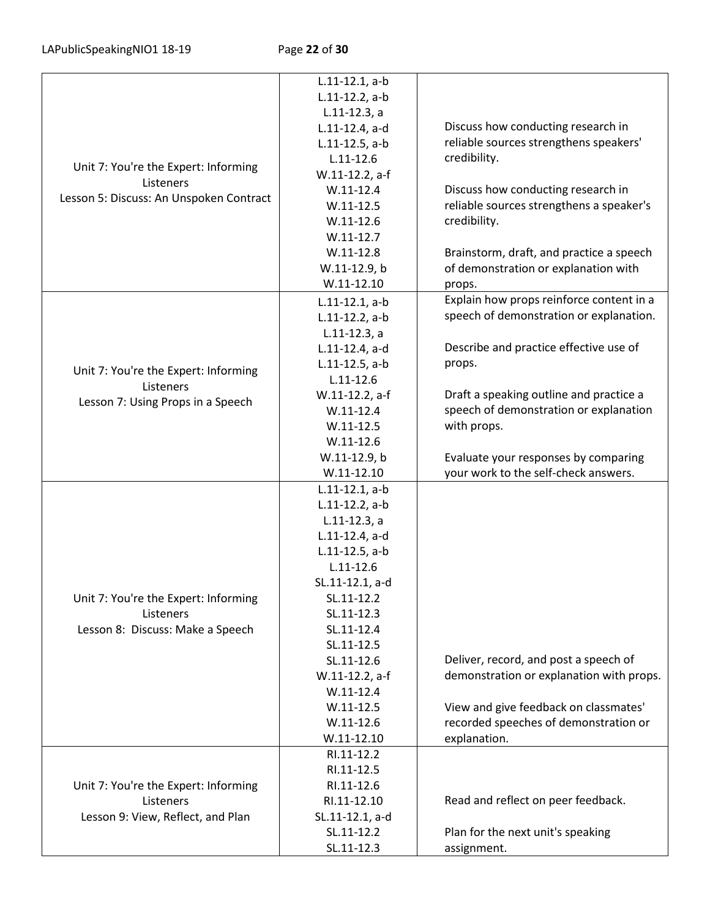| | | |
|---|---|---|
| Unit 7: You're the Expert: Informing Listeners<br>Lesson 5: Discuss: An Unspoken Contract | L.11-12.1, a-b<br>L.11-12.2, a-b<br>L.11-12.3, a<br>L.11-12.4, a-d<br>L.11-12.5, a-b<br>L.11-12.6<br>W.11-12.2, a-f<br>W.11-12.4<br>W.11-12.5<br>W.11-12.6<br>W.11-12.7<br>W.11-12.8<br>W.11-12.9, b<br>W.11-12.10 | Discuss how conducting research in reliable sources strengthens speakers' credibility.<br><br>Discuss how conducting research in reliable sources strengthens a speaker's credibility.<br><br>Brainstorm, draft, and practice a speech of demonstration or explanation with props. |
| Unit 7: You're the Expert: Informing Listeners<br>Lesson 7: Using Props in a Speech | L.11-12.1, a-b<br>L.11-12.2, a-b<br>L.11-12.3, a<br>L.11-12.4, a-d<br>L.11-12.5, a-b<br>L.11-12.6<br>W.11-12.2, a-f<br>W.11-12.4<br>W.11-12.5<br>W.11-12.6<br>W.11-12.9, b<br>W.11-12.10 | Explain how props reinforce content in a speech of demonstration or explanation.<br><br>Describe and practice effective use of props.<br><br>Draft a speaking outline and practice a speech of demonstration or explanation with props.<br><br>Evaluate your responses by comparing your work to the self-check answers. |
| Unit 7: You're the Expert: Informing Listeners<br>Lesson 8: Discuss: Make a Speech | L.11-12.1, a-b<br>L.11-12.2, a-b<br>L.11-12.3, a<br>L.11-12.4, a-d<br>L.11-12.5, a-b<br>L.11-12.6<br>SL.11-12.1, a-d<br>SL.11-12.2<br>SL.11-12.3<br>SL.11-12.4<br>SL.11-12.5<br>SL.11-12.6<br>W.11-12.2, a-f<br>W.11-12.4<br>W.11-12.5<br>W.11-12.6<br>W.11-12.10 | Deliver, record, and post a speech of demonstration or explanation with props.<br><br>View and give feedback on classmates' recorded speeches of demonstration or explanation. |
| Unit 7: You're the Expert: Informing Listeners<br>Lesson 9: View, Reflect, and Plan | RI.11-12.2<br>RI.11-12.5<br>RI.11-12.6<br>RI.11-12.10<br>SL.11-12.1, a-d<br>SL.11-12.2<br>SL.11-12.3 | Read and reflect on peer feedback.<br><br>Plan for the next unit's speaking assignment. |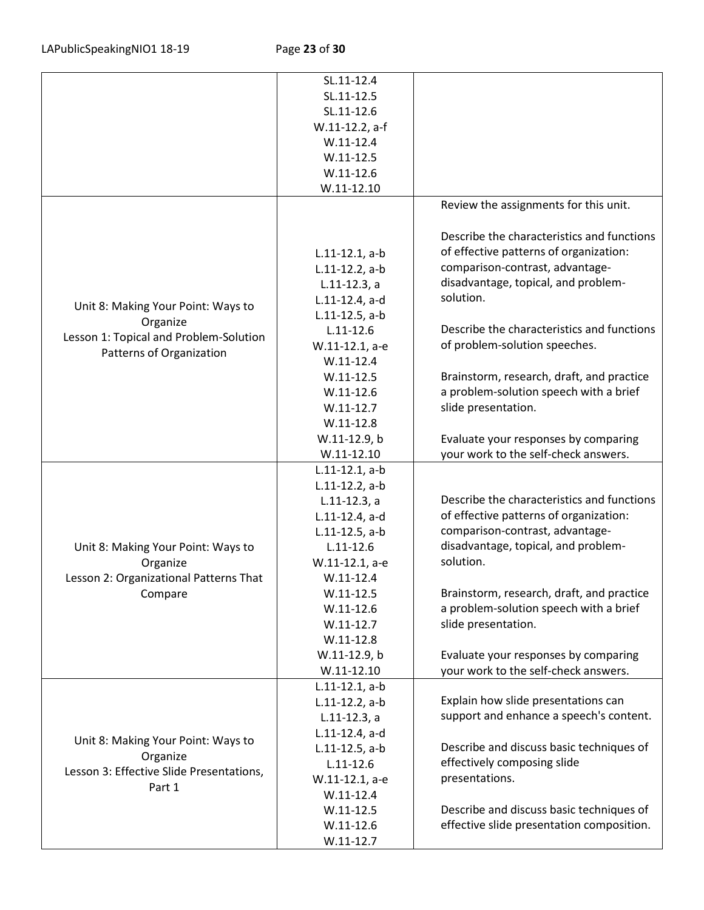| | | |
|---|---|---|
| | SL.11-12.4<br>SL.11-12.5<br>SL.11-12.6<br>W.11-12.2, a-f<br>W.11-12.4<br>W.11-12.5<br>W.11-12.6<br>W.11-12.10 | |
| Unit 8: Making Your Point: Ways to Organize<br>Lesson 1: Topical and Problem-Solution Patterns of Organization | L.11-12.1, a-b<br>L.11-12.2, a-b<br>L.11-12.3, a<br>L.11-12.4, a-d<br>L.11-12.5, a-b<br>L.11-12.6<br>W.11-12.1, a-e<br>W.11-12.4<br>W.11-12.5<br>W.11-12.6<br>W.11-12.7<br>W.11-12.8<br>W.11-12.9, b<br>W.11-12.10 | Review the assignments for this unit.<br><br>Describe the characteristics and functions of effective patterns of organization: comparison-contrast, advantage-disadvantage, topical, and problem-solution.<br><br>Describe the characteristics and functions of problem-solution speeches.<br><br>Brainstorm, research, draft, and practice a problem-solution speech with a brief slide presentation.<br><br>Evaluate your responses by comparing your work to the self-check answers. |
| Unit 8: Making Your Point: Ways to Organize<br>Lesson 2: Organizational Patterns That Compare | L.11-12.1, a-b<br>L.11-12.2, a-b<br>L.11-12.3, a<br>L.11-12.4, a-d<br>L.11-12.5, a-b<br>L.11-12.6<br>W.11-12.1, a-e<br>W.11-12.4<br>W.11-12.5<br>W.11-12.6<br>W.11-12.7<br>W.11-12.8<br>W.11-12.9, b<br>W.11-12.10 | Describe the characteristics and functions of effective patterns of organization: comparison-contrast, advantage-disadvantage, topical, and problem-solution.<br><br>Brainstorm, research, draft, and practice a problem-solution speech with a brief slide presentation.<br><br>Evaluate your responses by comparing your work to the self-check answers. |
| Unit 8: Making Your Point: Ways to Organize<br>Lesson 3: Effective Slide Presentations, Part 1 | L.11-12.1, a-b<br>L.11-12.2, a-b<br>L.11-12.3, a<br>L.11-12.4, a-d<br>L.11-12.5, a-b<br>L.11-12.6<br>W.11-12.1, a-e<br>W.11-12.4<br>W.11-12.5<br>W.11-12.6<br>W.11-12.7 | Explain how slide presentations can support and enhance a speech's content.<br><br>Describe and discuss basic techniques of effectively composing slide presentations.<br><br>Describe and discuss basic techniques of effective slide presentation composition. |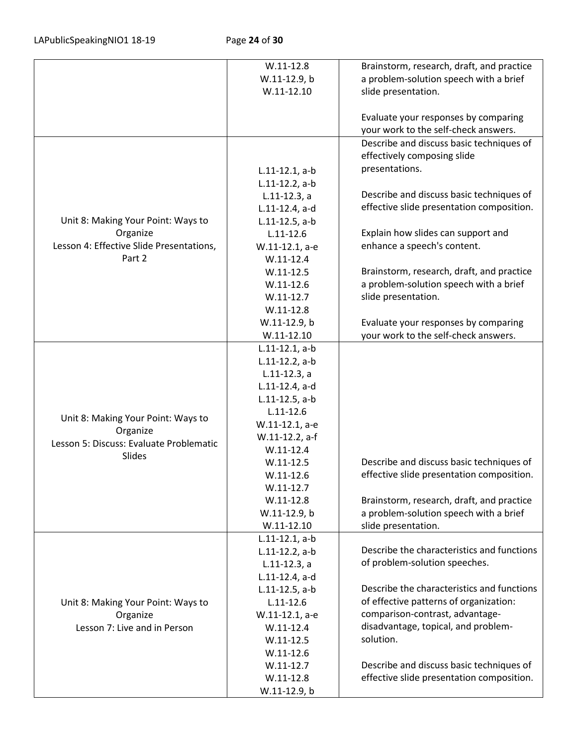| | | |
|---|---|---|
| | W.11-12.8<br>W.11-12.9, b<br>W.11-12.10 | Brainstorm, research, draft, and practice a problem-solution speech with a brief slide presentation.<br><br>Evaluate your responses by comparing your work to the self-check answers. |
| Unit 8: Making Your Point: Ways to Organize<br>Lesson 4: Effective Slide Presentations, Part 2 | L.11-12.1, a-b<br>L.11-12.2, a-b<br>L.11-12.3, a<br>L.11-12.4, a-d<br>L.11-12.5, a-b<br>L.11-12.6<br>W.11-12.1, a-e<br>W.11-12.4<br>W.11-12.5<br>W.11-12.6<br>W.11-12.7<br>W.11-12.8<br>W.11-12.9, b<br>W.11-12.10 | Describe and discuss basic techniques of effectively composing slide presentations.<br><br>Describe and discuss basic techniques of effective slide presentation composition.<br><br>Explain how slides can support and enhance a speech's content.<br><br>Brainstorm, research, draft, and practice a problem-solution speech with a brief slide presentation.<br><br>Evaluate your responses by comparing your work to the self-check answers. |
| Unit 8: Making Your Point: Ways to Organize<br>Lesson 5: Discuss: Evaluate Problematic Slides | L.11-12.1, a-b<br>L.11-12.2, a-b<br>L.11-12.3, a<br>L.11-12.4, a-d<br>L.11-12.5, a-b<br>L.11-12.6<br>W.11-12.1, a-e<br>W.11-12.2, a-f<br>W.11-12.4<br>W.11-12.5<br>W.11-12.6<br>W.11-12.7<br>W.11-12.8<br>W.11-12.9, b<br>W.11-12.10 | Describe and discuss basic techniques of effective slide presentation composition.<br><br>Brainstorm, research, draft, and practice a problem-solution speech with a brief slide presentation. |
| Unit 8: Making Your Point: Ways to Organize<br>Lesson 7: Live and in Person | L.11-12.1, a-b<br>L.11-12.2, a-b<br>L.11-12.3, a<br>L.11-12.4, a-d<br>L.11-12.5, a-b<br>L.11-12.6<br>W.11-12.1, a-e<br>W.11-12.4<br>W.11-12.5<br>W.11-12.6<br>W.11-12.7<br>W.11-12.8<br>W.11-12.9, b | Describe the characteristics and functions of problem-solution speeches.<br><br>Describe the characteristics and functions of effective patterns of organization: comparison-contrast, advantage-disadvantage, topical, and problem-solution.<br><br>Describe and discuss basic techniques of effective slide presentation composition. |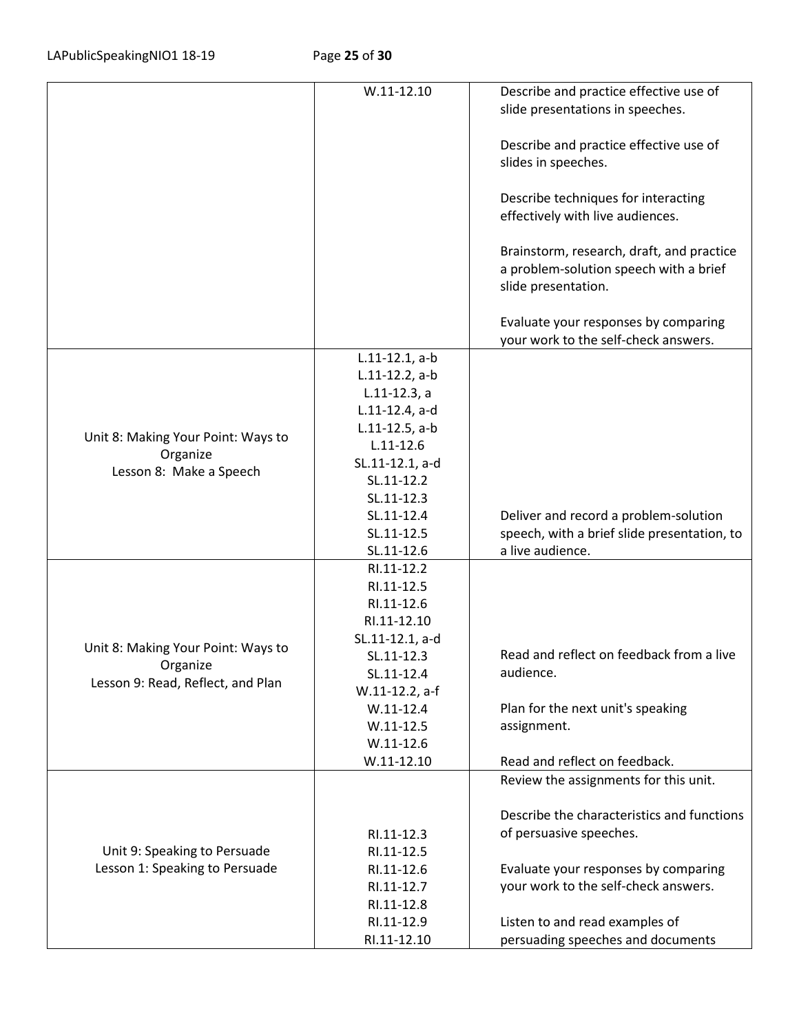| | | |
|---|---|---|
| | W.11-12.10 | Describe and practice effective use of slide presentations in speeches.<br><br>Describe and practice effective use of slides in speeches.<br><br>Describe techniques for interacting effectively with live audiences.<br><br>Brainstorm, research, draft, and practice a problem-solution speech with a brief slide presentation.<br><br>Evaluate your responses by comparing your work to the self-check answers. |
| Unit 8: Making Your Point: Ways to Organize<br>Lesson 8: Make a Speech | L.11-12.1, a-b<br>L.11-12.2, a-b<br>L.11-12.3, a<br>L.11-12.4, a-d<br>L.11-12.5, a-b<br>L.11-12.6<br>SL.11-12.1, a-d<br>SL.11-12.2<br>SL.11-12.3<br>SL.11-12.4<br>SL.11-12.5<br>SL.11-12.6 | Deliver and record a problem-solution speech, with a brief slide presentation, to a live audience. |
| Unit 8: Making Your Point: Ways to Organize<br>Lesson 9: Read, Reflect, and Plan | RI.11-12.2<br>RI.11-12.5<br>RI.11-12.6<br>RI.11-12.10<br>SL.11-12.1, a-d<br>SL.11-12.3<br>SL.11-12.4<br>W.11-12.2, a-f<br>W.11-12.4<br>W.11-12.5<br>W.11-12.6<br>W.11-12.10 | Read and reflect on feedback from a live audience.<br><br>Plan for the next unit's speaking assignment.<br><br>Read and reflect on feedback. |
| Unit 9: Speaking to Persuade<br>Lesson 1: Speaking to Persuade | RI.11-12.3<br>RI.11-12.5<br>RI.11-12.6<br>RI.11-12.7<br>RI.11-12.8<br>RI.11-12.9<br>RI.11-12.10 | Review the assignments for this unit.<br><br>Describe the characteristics and functions of persuasive speeches.<br><br>Evaluate your responses by comparing your work to the self-check answers.<br><br>Listen to and read examples of persuading speeches and documents |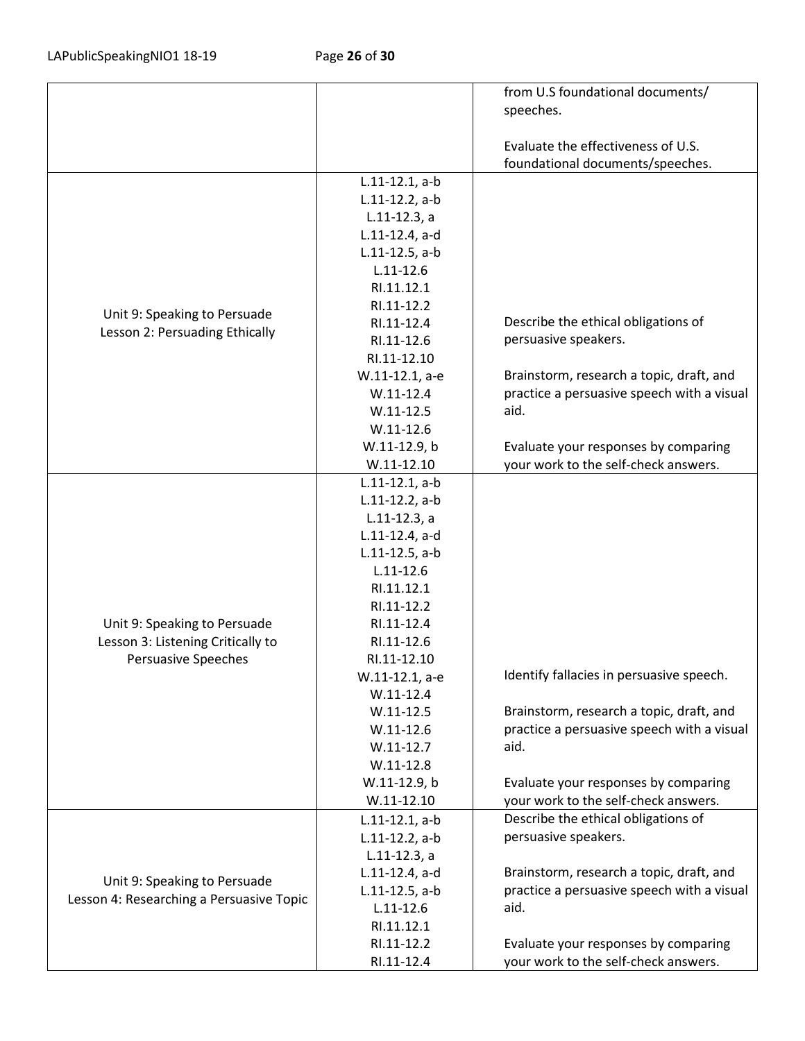| | | |
|---|---|---|
| | | from U.S foundational documents/ speeches.<br><br>Evaluate the effectiveness of U.S. foundational documents/speeches. |
| Unit 9: Speaking to Persuade<br>Lesson 2: Persuading Ethically | L.11-12.1, a-b<br>L.11-12.2, a-b<br>L.11-12.3, a<br>L.11-12.4, a-d<br>L.11-12.5, a-b<br>L.11-12.6<br>RI.11.12.1<br>RI.11-12.2<br>RI.11-12.4<br>RI.11-12.6<br>RI.11-12.10<br>W.11-12.1, a-e<br>W.11-12.4<br>W.11-12.5<br>W.11-12.6<br>W.11-12.9, b<br>W.11-12.10 | Describe the ethical obligations of persuasive speakers.<br><br>Brainstorm, research a topic, draft, and practice a persuasive speech with a visual aid.<br><br>Evaluate your responses by comparing your work to the self-check answers. |
| Unit 9: Speaking to Persuade<br>Lesson 3: Listening Critically to Persuasive Speeches | L.11-12.1, a-b<br>L.11-12.2, a-b<br>L.11-12.3, a<br>L.11-12.4, a-d<br>L.11-12.5, a-b<br>L.11-12.6<br>RI.11.12.1<br>RI.11-12.2<br>RI.11-12.4<br>RI.11-12.6<br>RI.11-12.10<br>W.11-12.1, a-e<br>W.11-12.4<br>W.11-12.5<br>W.11-12.6<br>W.11-12.7<br>W.11-12.8<br>W.11-12.9, b<br>W.11-12.10 | Identify fallacies in persuasive speech.<br><br>Brainstorm, research a topic, draft, and practice a persuasive speech with a visual aid.<br><br>Evaluate your responses by comparing your work to the self-check answers. |
| Unit 9: Speaking to Persuade<br>Lesson 4: Researching a Persuasive Topic | L.11-12.1, a-b<br>L.11-12.2, a-b<br>L.11-12.3, a<br>L.11-12.4, a-d<br>L.11-12.5, a-b<br>L.11-12.6<br>RI.11.12.1<br>RI.11-12.2<br>RI.11-12.4 | Describe the ethical obligations of persuasive speakers.<br><br>Brainstorm, research a topic, draft, and practice a persuasive speech with a visual aid.<br><br>Evaluate your responses by comparing your work to the self-check answers. |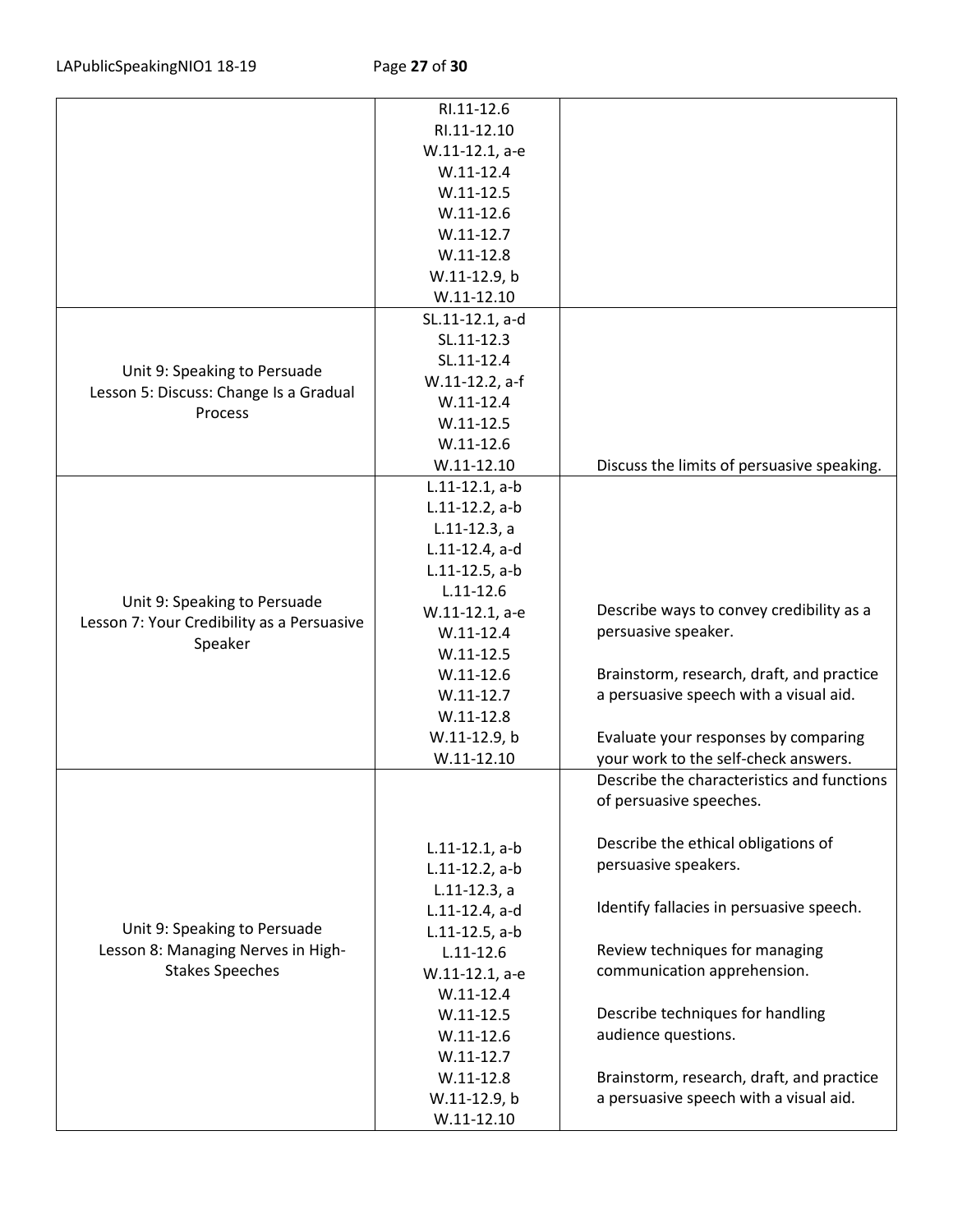| | | |
|---|---|---|
| | RI.11-12.6<br>RI.11-12.10<br>W.11-12.1, a-e<br>W.11-12.4<br>W.11-12.5<br>W.11-12.6<br>W.11-12.7<br>W.11-12.8<br>W.11-12.9, b<br>W.11-12.10 | |
| Unit 9: Speaking to Persuade<br>Lesson 5: Discuss: Change Is a Gradual Process | SL.11-12.1, a-d<br>SL.11-12.3<br>SL.11-12.4<br>W.11-12.2, a-f<br>W.11-12.4<br>W.11-12.5<br>W.11-12.6<br>W.11-12.10 | Discuss the limits of persuasive speaking. |
| Unit 9: Speaking to Persuade<br>Lesson 7: Your Credibility as a Persuasive Speaker | L.11-12.1, a-b<br>L.11-12.2, a-b<br>L.11-12.3, a<br>L.11-12.4, a-d<br>L.11-12.5, a-b<br>L.11-12.6<br>W.11-12.1, a-e<br>W.11-12.4<br>W.11-12.5<br>W.11-12.6<br>W.11-12.7<br>W.11-12.8<br>W.11-12.9, b<br>W.11-12.10 | Describe ways to convey credibility as a persuasive speaker.<br><br>Brainstorm, research, draft, and practice a persuasive speech with a visual aid.<br><br>Evaluate your responses by comparing your work to the self-check answers. |
| Unit 9: Speaking to Persuade<br>Lesson 8: Managing Nerves in High-Stakes Speeches | L.11-12.1, a-b<br>L.11-12.2, a-b<br>L.11-12.3, a<br>L.11-12.4, a-d<br>L.11-12.5, a-b<br>L.11-12.6<br>W.11-12.1, a-e<br>W.11-12.4<br>W.11-12.5<br>W.11-12.6<br>W.11-12.7<br>W.11-12.8<br>W.11-12.9, b<br>W.11-12.10 | Describe the characteristics and functions of persuasive speeches.<br><br>Describe the ethical obligations of persuasive speakers.<br><br>Identify fallacies in persuasive speech.<br><br>Review techniques for managing communication apprehension.<br><br>Describe techniques for handling audience questions.<br><br>Brainstorm, research, draft, and practice a persuasive speech with a visual aid. |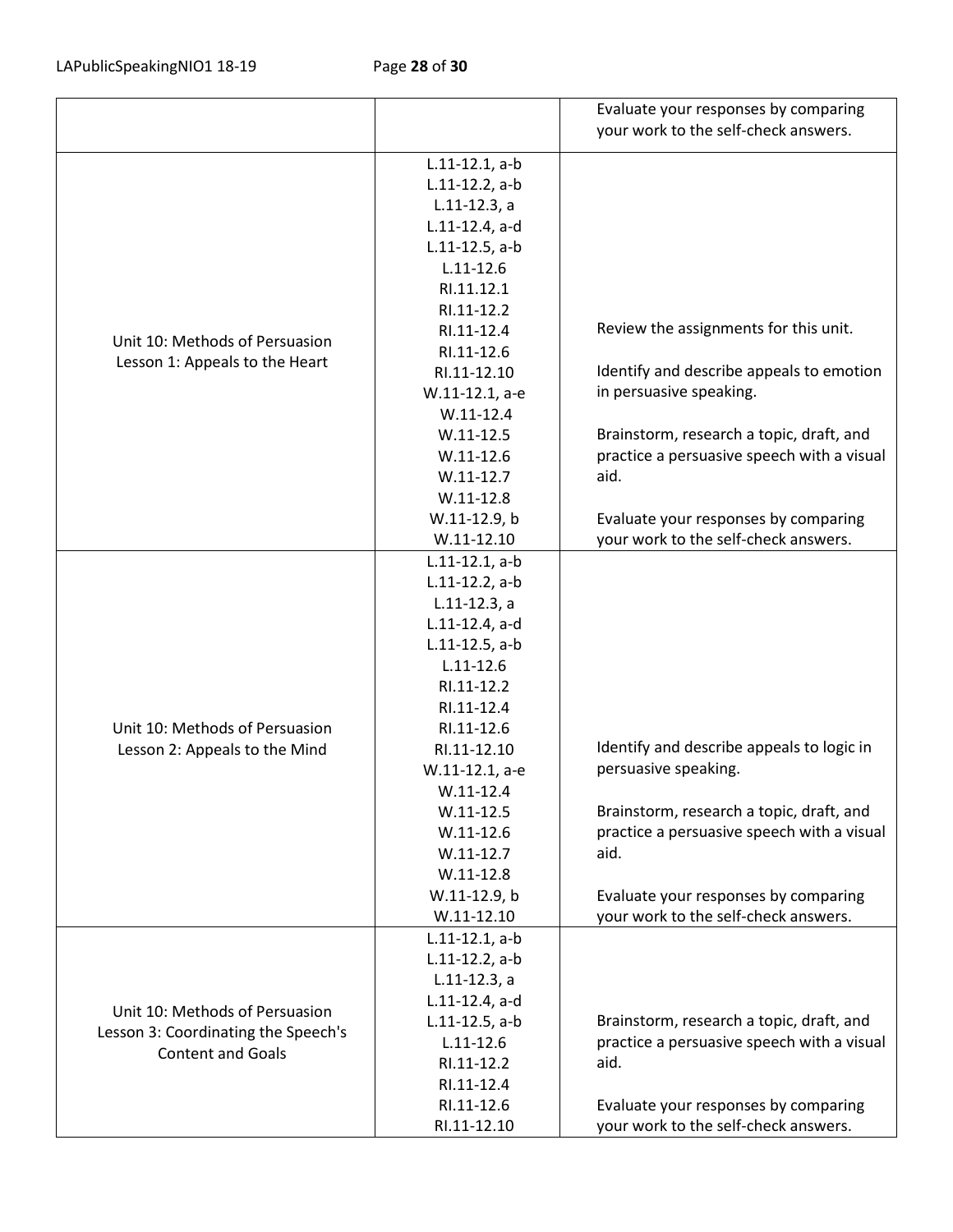| | | |
|---|---|---|
| | | Evaluate your responses by comparing your work to the self-check answers. |
| Unit 10: Methods of Persuasion<br>Lesson 1: Appeals to the Heart | L.11-12.1, a-b<br>L.11-12.2, a-b<br>L.11-12.3, a<br>L.11-12.4, a-d<br>L.11-12.5, a-b<br>L.11-12.6<br>RI.11.12.1<br>RI.11-12.2<br>RI.11-12.4<br>RI.11-12.6<br>RI.11-12.10<br>W.11-12.1, a-e<br>W.11-12.4<br>W.11-12.5<br>W.11-12.6<br>W.11-12.7<br>W.11-12.8<br>W.11-12.9, b<br>W.11-12.10 | Review the assignments for this unit.<br><br>Identify and describe appeals to emotion in persuasive speaking.<br><br>Brainstorm, research a topic, draft, and practice a persuasive speech with a visual aid.<br><br>Evaluate your responses by comparing your work to the self-check answers. |
| Unit 10: Methods of Persuasion<br>Lesson 2: Appeals to the Mind | L.11-12.1, a-b<br>L.11-12.2, a-b<br>L.11-12.3, a<br>L.11-12.4, a-d<br>L.11-12.5, a-b<br>L.11-12.6<br>RI.11-12.2<br>RI.11-12.4<br>RI.11-12.6<br>RI.11-12.10<br>W.11-12.1, a-e<br>W.11-12.4<br>W.11-12.5<br>W.11-12.6<br>W.11-12.7<br>W.11-12.8<br>W.11-12.9, b<br>W.11-12.10 | Identify and describe appeals to logic in persuasive speaking.<br><br>Brainstorm, research a topic, draft, and practice a persuasive speech with a visual aid.<br><br>Evaluate your responses by comparing your work to the self-check answers. |
| Unit 10: Methods of Persuasion<br>Lesson 3: Coordinating the Speech's Content and Goals | L.11-12.1, a-b<br>L.11-12.2, a-b<br>L.11-12.3, a<br>L.11-12.4, a-d<br>L.11-12.5, a-b<br>L.11-12.6<br>RI.11-12.2<br>RI.11-12.4<br>RI.11-12.6<br>RI.11-12.10 | Brainstorm, research a topic, draft, and practice a persuasive speech with a visual aid.<br><br>Evaluate your responses by comparing your work to the self-check answers. |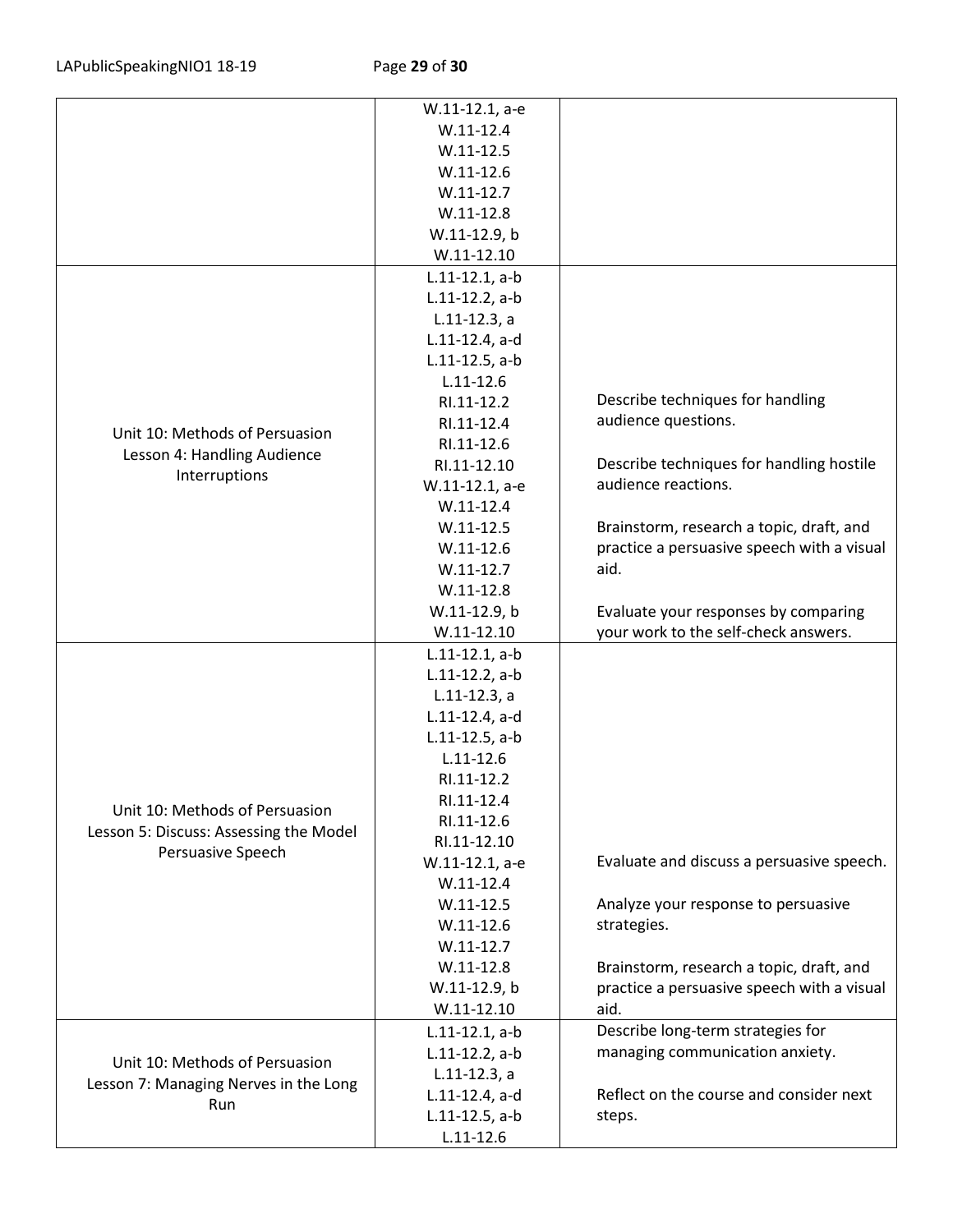| | | |
|---|---|---|
| | W.11-12.1, a-e<br>W.11-12.4<br>W.11-12.5<br>W.11-12.6<br>W.11-12.7<br>W.11-12.8<br>W.11-12.9, b<br>W.11-12.10 | |
| Unit 10: Methods of Persuasion<br>Lesson 4: Handling Audience Interruptions | L.11-12.1, a-b<br>L.11-12.2, a-b<br>L.11-12.3, a<br>L.11-12.4, a-d<br>L.11-12.5, a-b<br>L.11-12.6<br>RI.11-12.2<br>RI.11-12.4<br>RI.11-12.6<br>RI.11-12.10<br>W.11-12.1, a-e<br>W.11-12.4<br>W.11-12.5<br>W.11-12.6<br>W.11-12.7<br>W.11-12.8<br>W.11-12.9, b<br>W.11-12.10 | Describe techniques for handling audience questions.<br><br>Describe techniques for handling hostile audience reactions.<br><br>Brainstorm, research a topic, draft, and practice a persuasive speech with a visual aid.<br><br>Evaluate your responses by comparing your work to the self-check answers. |
| Unit 10: Methods of Persuasion<br>Lesson 5: Discuss: Assessing the Model Persuasive Speech | L.11-12.1, a-b<br>L.11-12.2, a-b<br>L.11-12.3, a<br>L.11-12.4, a-d<br>L.11-12.5, a-b<br>L.11-12.6<br>RI.11-12.2<br>RI.11-12.4<br>RI.11-12.6<br>RI.11-12.10<br>W.11-12.1, a-e<br>W.11-12.4<br>W.11-12.5<br>W.11-12.6<br>W.11-12.7<br>W.11-12.8<br>W.11-12.9, b<br>W.11-12.10 | Evaluate and discuss a persuasive speech.<br><br>Analyze your response to persuasive strategies.<br><br>Brainstorm, research a topic, draft, and practice a persuasive speech with a visual aid. |
| Unit 10: Methods of Persuasion<br>Lesson 7: Managing Nerves in the Long Run | L.11-12.1, a-b<br>L.11-12.2, a-b<br>L.11-12.3, a<br>L.11-12.4, a-d<br>L.11-12.5, a-b<br>L.11-12.6 | Describe long-term strategies for managing communication anxiety.<br><br>Reflect on the course and consider next steps. |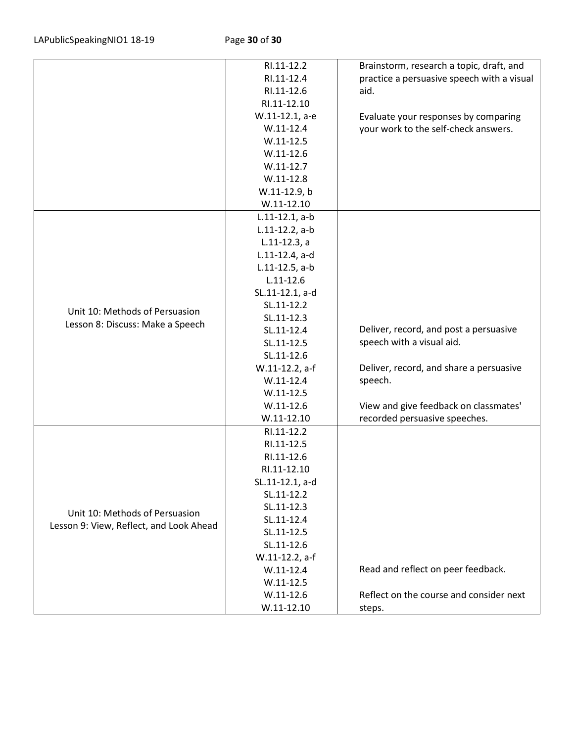| | | |
|---|---|---|
| | RI.11-12.2<br>RI.11-12.4<br>RI.11-12.6<br>RI.11-12.10<br>W.11-12.1, a-e<br>W.11-12.4<br>W.11-12.5<br>W.11-12.6<br>W.11-12.7<br>W.11-12.8<br>W.11-12.9, b<br>W.11-12.10 | Brainstorm, research a topic, draft, and practice a persuasive speech with a visual aid.<br><br>Evaluate your responses by comparing your work to the self-check answers. |
| Unit 10: Methods of Persuasion<br>Lesson 8: Discuss: Make a Speech | L.11-12.1, a-b<br>L.11-12.2, a-b<br>L.11-12.3, a<br>L.11-12.4, a-d<br>L.11-12.5, a-b<br>L.11-12.6<br>SL.11-12.1, a-d<br>SL.11-12.2<br>SL.11-12.3<br>SL.11-12.4<br>SL.11-12.5<br>SL.11-12.6<br>W.11-12.2, a-f<br>W.11-12.4<br>W.11-12.5<br>W.11-12.6<br>W.11-12.10 | Deliver, record, and post a persuasive speech with a visual aid.<br><br>Deliver, record, and share a persuasive speech.<br><br>View and give feedback on classmates' recorded persuasive speeches. |
| Unit 10: Methods of Persuasion<br>Lesson 9: View, Reflect, and Look Ahead | RI.11-12.2<br>RI.11-12.5<br>RI.11-12.6<br>RI.11-12.10<br>SL.11-12.1, a-d<br>SL.11-12.2<br>SL.11-12.3<br>SL.11-12.4<br>SL.11-12.5<br>SL.11-12.6<br>W.11-12.2, a-f<br>W.11-12.4<br>W.11-12.5<br>W.11-12.6<br>W.11-12.10 | Read and reflect on peer feedback.<br><br>Reflect on the course and consider next steps. |